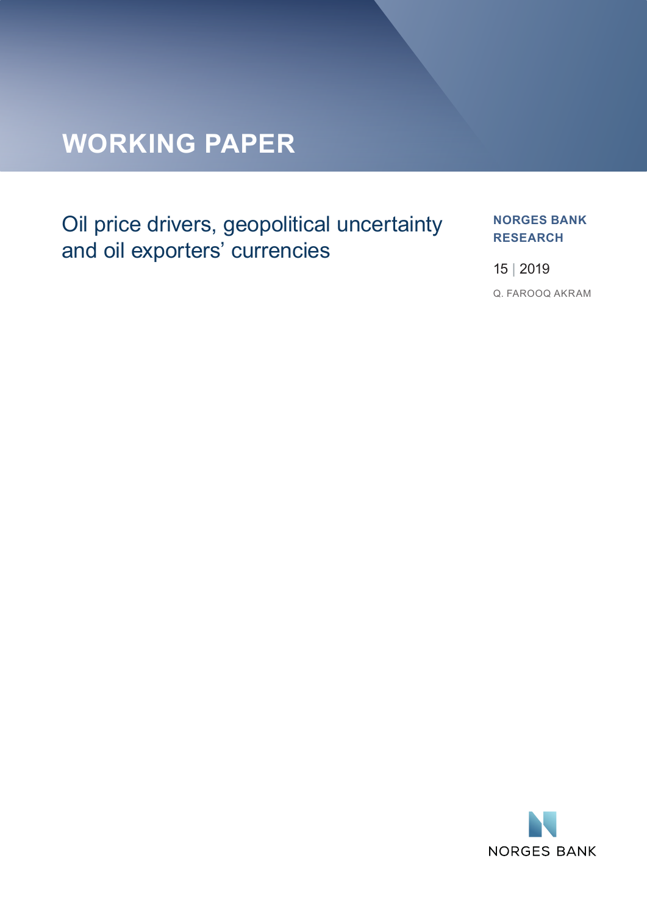# WORKING PAPER

## Oil price drivers, geopolitical uncertainty and oil exporters' currencies

**NORGES BANK RESEARCH**

15 | 2019

Q. FAROOQ AKRAM

NORGES BANK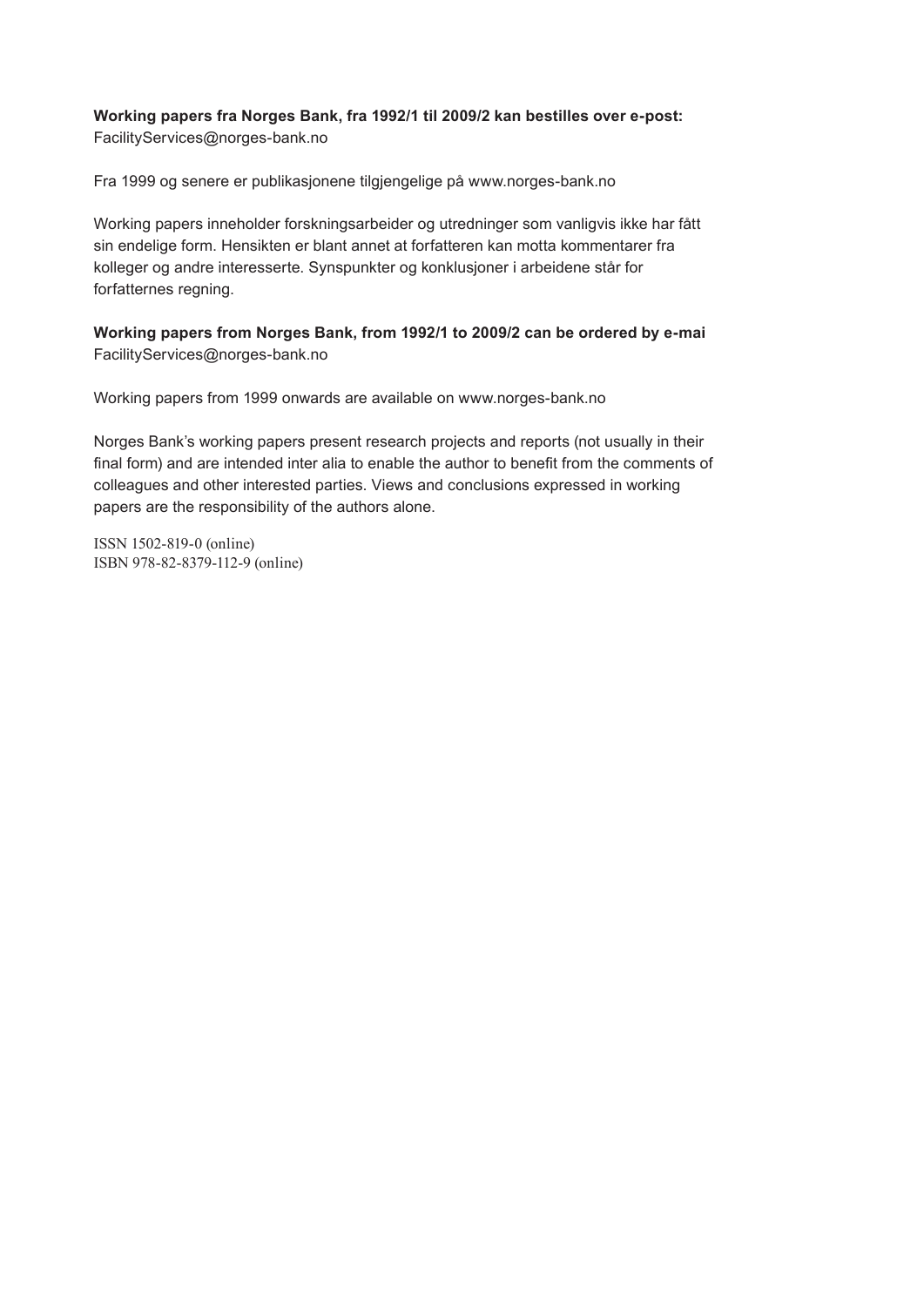**Working papers fra Norges Bank, fra 1992/1 til 2009/2 kan bestilles over e-post:**
FacilityServices@norges-bank.no

Fra 1999 og senere er publikasjonene tilgjengelige på www.norges-bank.no

Working papers inneholder forskningsarbeider og utredninger som vanligvis ikke har fått sin endelige form. Hensikten er blant annet at forfatteren kan motta kommentarer fra kolleger og andre interesserte. Synspunkter og konklusjoner i arbeidene står for forfatternes regning.

**Working papers from Norges Bank, from 1992/1 to 2009/2 can be ordered by e-mai**
FacilityServices@norges-bank.no

Working papers from 1999 onwards are available on www.norges-bank.no

Norges Bank's working papers present research projects and reports (not usually in their final form) and are intended inter alia to enable the author to benefit from the comments of colleagues and other interested parties. Views and conclusions expressed in working papers are the responsibility of the authors alone.

ISSN 1502-819-0 (online)
ISBN 978-82-8379-112-9 (online)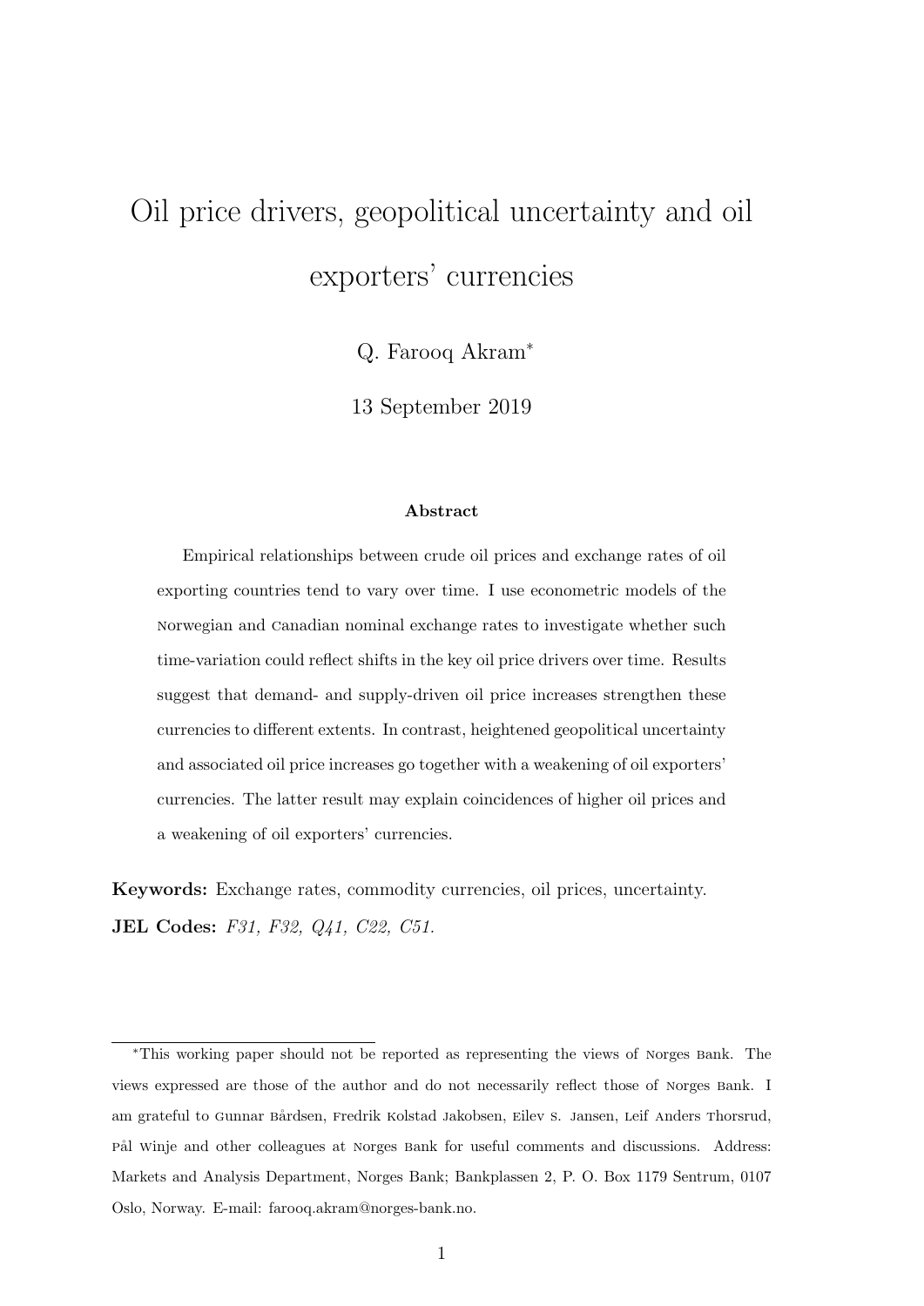# Oil price drivers, geopolitical uncertainty and oil exporters' currencies

Q. Farooq Akram*

13 September 2019

**Abstract**

Empirical relationships between crude oil prices and exchange rates of oil exporting countries tend to vary over time. I use econometric models of the Norwegian and Canadian nominal exchange rates to investigate whether such time-variation could reflect shifts in the key oil price drivers over time. Results suggest that demand- and supply-driven oil price increases strengthen these currencies to different extents. In contrast, heightened geopolitical uncertainty and associated oil price increases go together with a weakening of oil exporters' currencies. The latter result may explain coincidences of higher oil prices and a weakening of oil exporters' currencies.

**Keywords:** Exchange rates, commodity currencies, oil prices, uncertainty.

**JEL Codes:** *F31, F32, Q41, C22, C51.*

---

*This working paper should not be reported as representing the views of Norges Bank. The views expressed are those of the author and do not necessarily reflect those of Norges Bank. I am grateful to Gunnar Bårdsen, Fredrik Kolstad Jakobsen, Eilev S. Jansen, Leif Anders Thorsrud, Pål Winje and other colleagues at Norges Bank for useful comments and discussions. Address: Markets and Analysis Department, Norges Bank; Bankplassen 2, P. O. Box 1179 Sentrum, 0107 Oslo, Norway. E-mail: farooq.akram@norges-bank.no.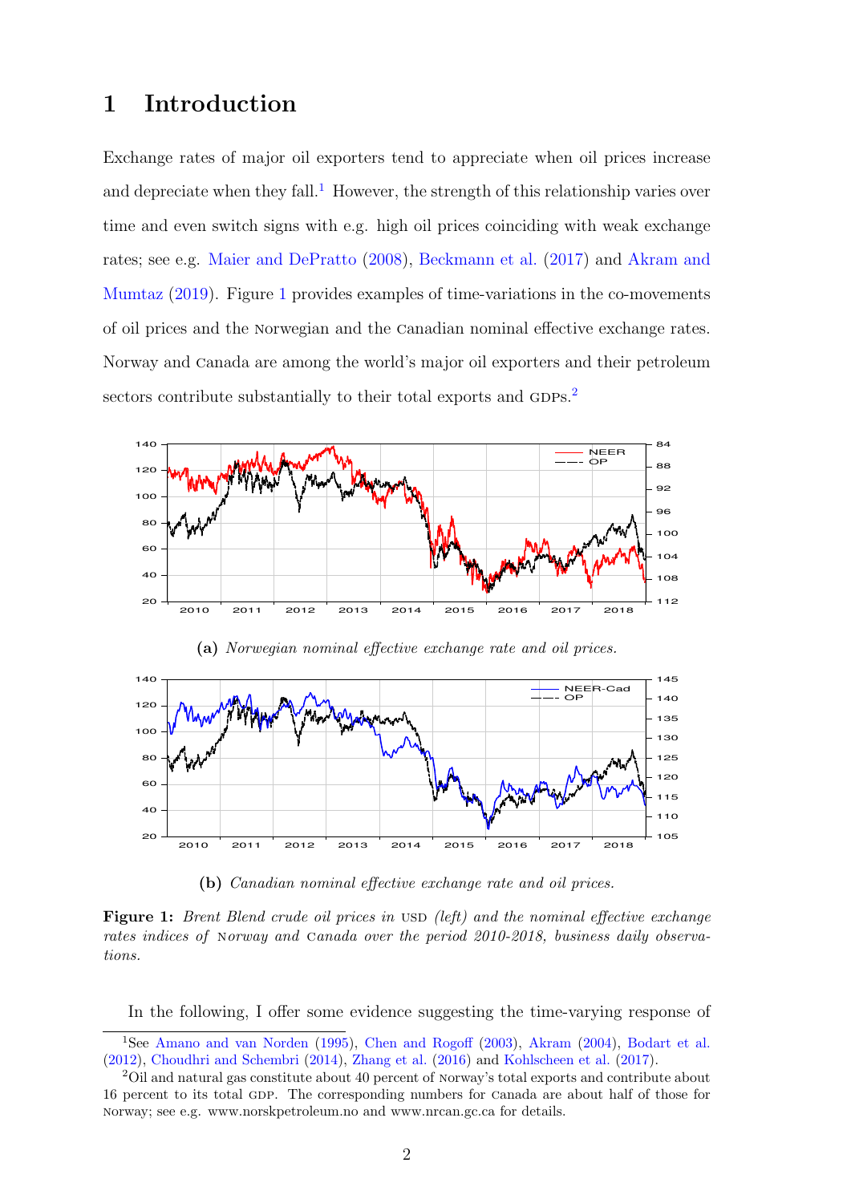# 1 Introduction

Exchange rates of major oil exporters tend to appreciate when oil prices increase and depreciate when they fall.[1] However, the strength of this relationship varies over time and even switch signs with e.g. high oil prices coinciding with weak exchange rates; see e.g. Maier and DePratto (2008), Beckmann et al. (2017) and Akram and Mumtaz (2019). Figure 1 provides examples of time-variations in the co-movements of oil prices and the Norwegian and the Canadian nominal effective exchange rates. Norway and Canada are among the world's major oil exporters and their petroleum sectors contribute substantially to their total exports and GDPs.[2]

**(a)** *Norwegian nominal effective exchange rate and oil prices.*

**(b)** *Canadian nominal effective exchange rate and oil prices.*

**Figure 1:** *Brent Blend crude oil prices in USD (left) and the nominal effective exchange rates indices of Norway and Canada over the period 2010-2018, business daily observations.*

In the following, I offer some evidence suggesting the time-varying response of

[1] See Amano and van Norden (1995), Chen and Rogoff (2003), Akram (2004), Bodart et al. (2012), Choudhri and Schembri (2014), Zhang et al. (2016) and Kohlscheen et al. (2017).

[2] Oil and natural gas constitute about 40 percent of Norway's total exports and contribute about 16 percent to its total GDP. The corresponding numbers for Canada are about half of those for Norway; see e.g. www.norskpetroleum.no and www.nrcan.gc.ca for details.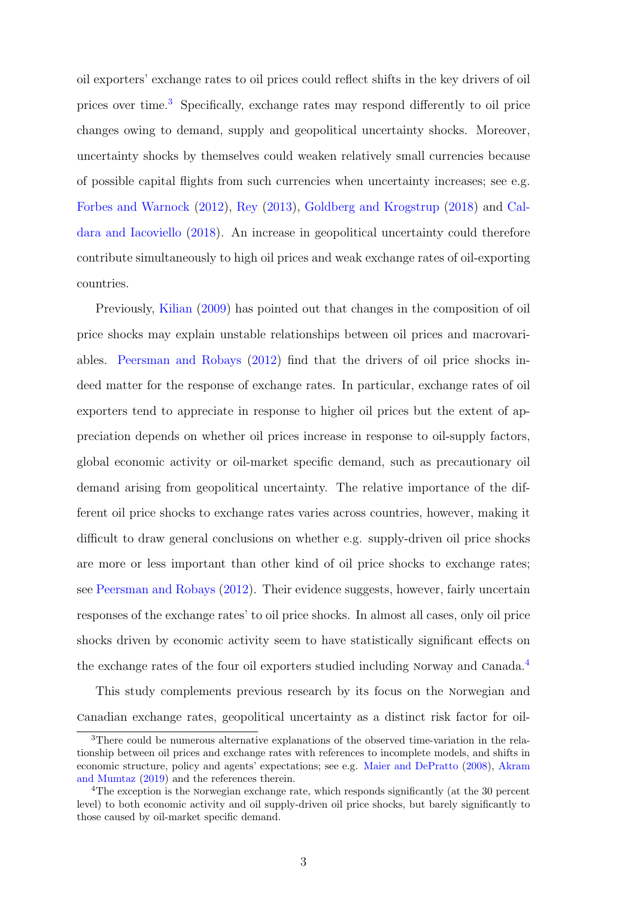oil exporters' exchange rates to oil prices could reflect shifts in the key drivers of oil prices over time.[3] Specifically, exchange rates may respond differently to oil price changes owing to demand, supply and geopolitical uncertainty shocks. Moreover, uncertainty shocks by themselves could weaken relatively small currencies because of possible capital flights from such currencies when uncertainty increases; see e.g. Forbes and Warnock (2012), Rey (2013), Goldberg and Krogstrup (2018) and Caldara and Iacoviello (2018). An increase in geopolitical uncertainty could therefore contribute simultaneously to high oil prices and weak exchange rates of oil-exporting countries.

Previously, Kilian (2009) has pointed out that changes in the composition of oil price shocks may explain unstable relationships between oil prices and macrovariables. Peersman and Robays (2012) find that the drivers of oil price shocks indeed matter for the response of exchange rates. In particular, exchange rates of oil exporters tend to appreciate in response to higher oil prices but the extent of appreciation depends on whether oil prices increase in response to oil-supply factors, global economic activity or oil-market specific demand, such as precautionary oil demand arising from geopolitical uncertainty. The relative importance of the different oil price shocks to exchange rates varies across countries, however, making it difficult to draw general conclusions on whether e.g. supply-driven oil price shocks are more or less important than other kind of oil price shocks to exchange rates; see Peersman and Robays (2012). Their evidence suggests, however, fairly uncertain responses of the exchange rates' to oil price shocks. In almost all cases, only oil price shocks driven by economic activity seem to have statistically significant effects on the exchange rates of the four oil exporters studied including Norway and Canada.[4]

This study complements previous research by its focus on the Norwegian and Canadian exchange rates, geopolitical uncertainty as a distinct risk factor for oil-

[3] There could be numerous alternative explanations of the observed time-variation in the relationship between oil prices and exchange rates with references to incomplete models, and shifts in economic structure, policy and agents' expectations; see e.g. Maier and DePratto (2008), Akram and Mumtaz (2019) and the references therein.

[4] The exception is the Norwegian exchange rate, which responds significantly (at the 30 percent level) to both economic activity and oil supply-driven oil price shocks, but barely significantly to those caused by oil-market specific demand.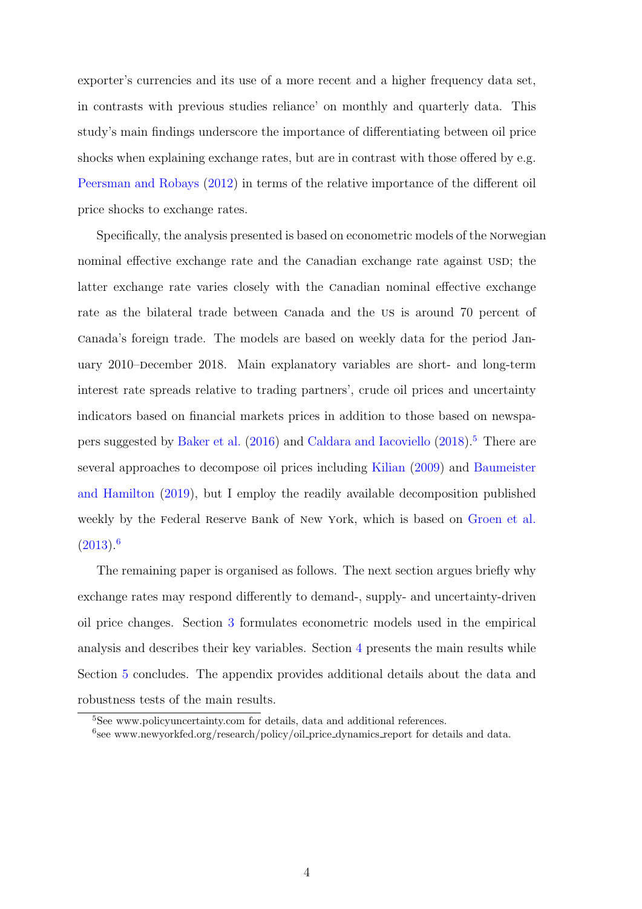exporter's currencies and its use of a more recent and a higher frequency data set, in contrasts with previous studies reliance' on monthly and quarterly data. This study's main findings underscore the importance of differentiating between oil price shocks when explaining exchange rates, but are in contrast with those offered by e.g. Peersman and Robays (2012) in terms of the relative importance of the different oil price shocks to exchange rates.

Specifically, the analysis presented is based on econometric models of the Norwegian nominal effective exchange rate and the Canadian exchange rate against USD; the latter exchange rate varies closely with the Canadian nominal effective exchange rate as the bilateral trade between Canada and the US is around 70 percent of Canada's foreign trade. The models are based on weekly data for the period January 2010–December 2018. Main explanatory variables are short- and long-term interest rate spreads relative to trading partners', crude oil prices and uncertainty indicators based on financial markets prices in addition to those based on newspapers suggested by Baker et al. (2016) and Caldara and Iacoviello (2018).[5] There are several approaches to decompose oil prices including Kilian (2009) and Baumeister and Hamilton (2019), but I employ the readily available decomposition published weekly by the Federal Reserve Bank of New York, which is based on Groen et al. (2013).[6]

The remaining paper is organised as follows. The next section argues briefly why exchange rates may respond differently to demand-, supply- and uncertainty-driven oil price changes. Section 3 formulates econometric models used in the empirical analysis and describes their key variables. Section 4 presents the main results while Section 5 concludes. The appendix provides additional details about the data and robustness tests of the main results.

[5] See www.policyuncertainty.com for details, data and additional references.

[6] see www.newyorkfed.org/research/policy/oil_price_dynamics_report for details and data.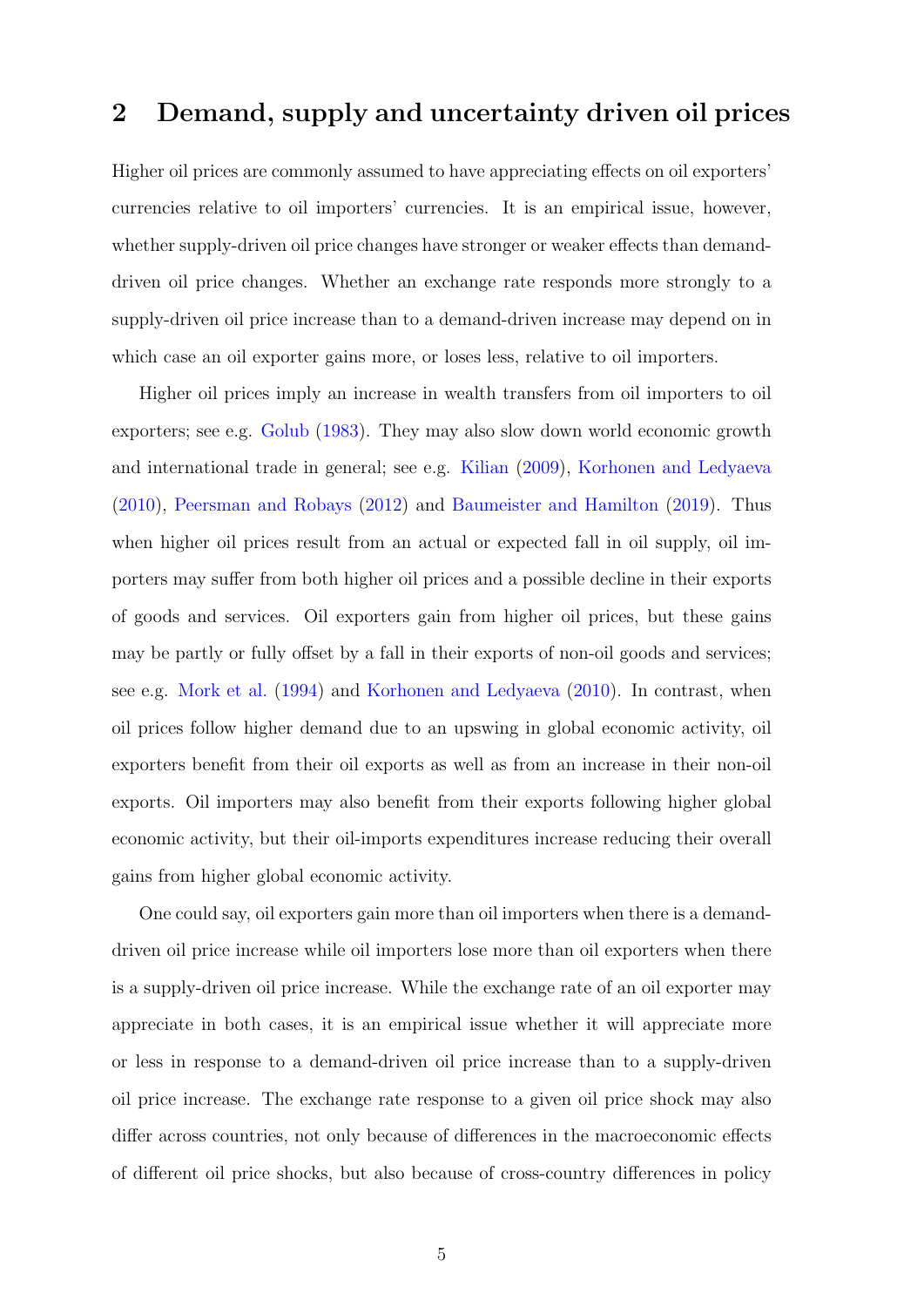## 2 Demand, supply and uncertainty driven oil prices

Higher oil prices are commonly assumed to have appreciating effects on oil exporters' currencies relative to oil importers' currencies. It is an empirical issue, however, whether supply-driven oil price changes have stronger or weaker effects than demand-driven oil price changes. Whether an exchange rate responds more strongly to a supply-driven oil price increase than to a demand-driven increase may depend on in which case an oil exporter gains more, or loses less, relative to oil importers.

Higher oil prices imply an increase in wealth transfers from oil importers to oil exporters; see e.g. Golub (1983). They may also slow down world economic growth and international trade in general; see e.g. Kilian (2009), Korhonen and Ledyaeva (2010), Peersman and Robays (2012) and Baumeister and Hamilton (2019). Thus when higher oil prices result from an actual or expected fall in oil supply, oil importers may suffer from both higher oil prices and a possible decline in their exports of goods and services. Oil exporters gain from higher oil prices, but these gains may be partly or fully offset by a fall in their exports of non-oil goods and services; see e.g. Mork et al. (1994) and Korhonen and Ledyaeva (2010). In contrast, when oil prices follow higher demand due to an upswing in global economic activity, oil exporters benefit from their oil exports as well as from an increase in their non-oil exports. Oil importers may also benefit from their exports following higher global economic activity, but their oil-imports expenditures increase reducing their overall gains from higher global economic activity.

One could say, oil exporters gain more than oil importers when there is a demand-driven oil price increase while oil importers lose more than oil exporters when there is a supply-driven oil price increase. While the exchange rate of an oil exporter may appreciate in both cases, it is an empirical issue whether it will appreciate more or less in response to a demand-driven oil price increase than to a supply-driven oil price increase. The exchange rate response to a given oil price shock may also differ across countries, not only because of differences in the macroeconomic effects of different oil price shocks, but also because of cross-country differences in policy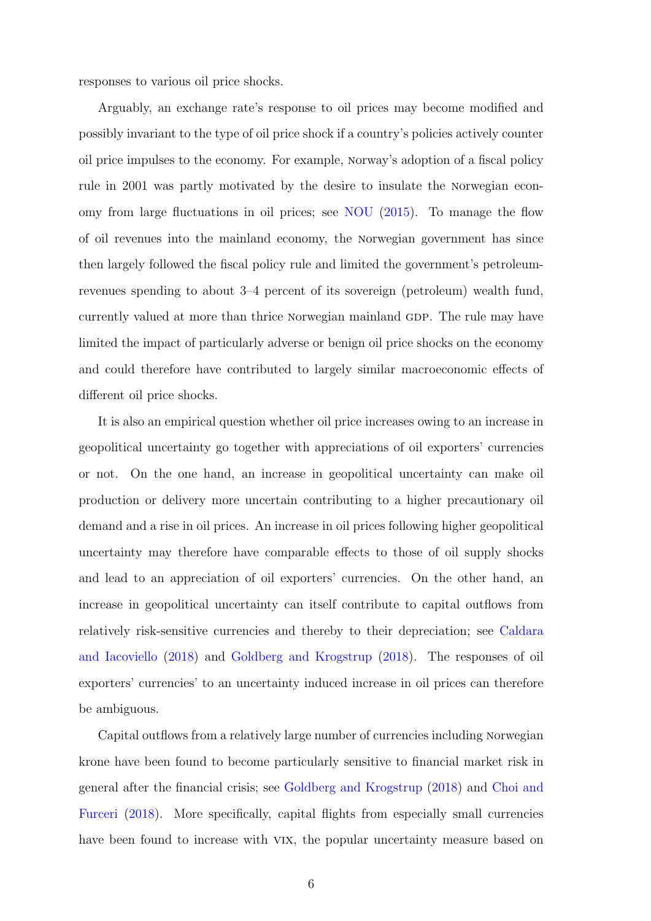responses to various oil price shocks.

Arguably, an exchange rate's response to oil prices may become modified and possibly invariant to the type of oil price shock if a country's policies actively counter oil price impulses to the economy. For example, Norway's adoption of a fiscal policy rule in 2001 was partly motivated by the desire to insulate the Norwegian economy from large fluctuations in oil prices; see NOU (2015). To manage the flow of oil revenues into the mainland economy, the Norwegian government has since then largely followed the fiscal policy rule and limited the government's petroleum-revenues spending to about 3–4 percent of its sovereign (petroleum) wealth fund, currently valued at more than thrice Norwegian mainland GDP. The rule may have limited the impact of particularly adverse or benign oil price shocks on the economy and could therefore have contributed to largely similar macroeconomic effects of different oil price shocks.

It is also an empirical question whether oil price increases owing to an increase in geopolitical uncertainty go together with appreciations of oil exporters' currencies or not. On the one hand, an increase in geopolitical uncertainty can make oil production or delivery more uncertain contributing to a higher precautionary oil demand and a rise in oil prices. An increase in oil prices following higher geopolitical uncertainty may therefore have comparable effects to those of oil supply shocks and lead to an appreciation of oil exporters' currencies. On the other hand, an increase in geopolitical uncertainty can itself contribute to capital outflows from relatively risk-sensitive currencies and thereby to their depreciation; see Caldara and Iacoviello (2018) and Goldberg and Krogstrup (2018). The responses of oil exporters' currencies' to an uncertainty induced increase in oil prices can therefore be ambiguous.

Capital outflows from a relatively large number of currencies including Norwegian krone have been found to become particularly sensitive to financial market risk in general after the financial crisis; see Goldberg and Krogstrup (2018) and Choi and Furceri (2018). More specifically, capital flights from especially small currencies have been found to increase with VIX, the popular uncertainty measure based on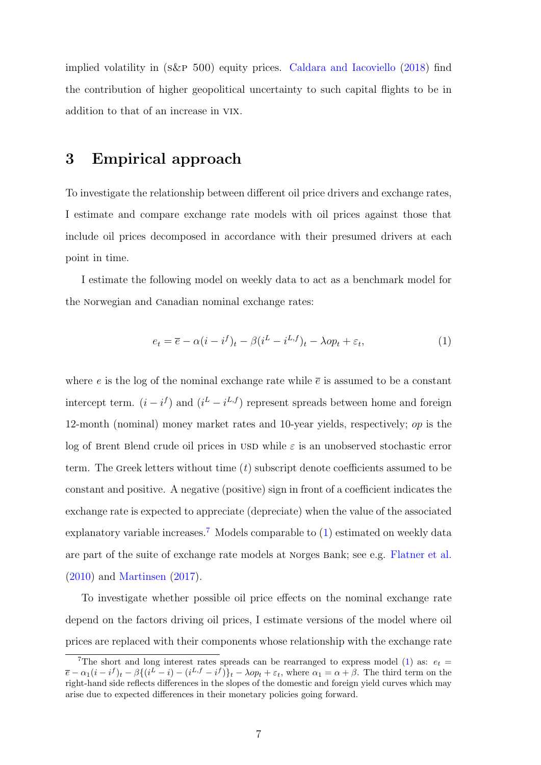implied volatility in (S&P 500) equity prices. Caldara and Iacoviello (2018) find the contribution of higher geopolitical uncertainty to such capital flights to be in addition to that of an increase in VIX.

## 3 Empirical approach

To investigate the relationship between different oil price drivers and exchange rates, I estimate and compare exchange rate models with oil prices against those that include oil prices decomposed in accordance with their presumed drivers at each point in time.

I estimate the following model on weekly data to act as a benchmark model for the Norwegian and Canadian nominal exchange rates:

$$e_t = \overline{e} - \alpha(i - i^f)_t - \beta(i^L - i^{L,f})_t - \lambda op_t + \varepsilon_t, \tag{1}$$

where $e$ is the log of the nominal exchange rate while $\overline{e}$ is assumed to be a constant intercept term. $(i - i^f)$ and $(i^L - i^{L,f})$ represent spreads between home and foreign 12-month (nominal) money market rates and 10-year yields, respectively; $op$ is the log of Brent Blend crude oil prices in USD while $\varepsilon$ is an unobserved stochastic error term. The Greek letters without time $(t)$ subscript denote coefficients assumed to be constant and positive. A negative (positive) sign in front of a coefficient indicates the exchange rate is expected to appreciate (depreciate) when the value of the associated explanatory variable increases.[7] Models comparable to (1) estimated on weekly data are part of the suite of exchange rate models at Norges Bank; see e.g. Flatner et al. (2010) and Martinsen (2017).

To investigate whether possible oil price effects on the nominal exchange rate depend on the factors driving oil prices, I estimate versions of the model where oil prices are replaced with their components whose relationship with the exchange rate

[7] The short and long interest rates spreads can be rearranged to express model (1) as: $e_t = \overline{e} - \alpha_1(i - i^f)_t - \beta\{(i^L - i) - (i^{L,f} - i^f)\}_t - \lambda op_t + \varepsilon_t$, where $\alpha_1 = \alpha + \beta$. The third term on the right-hand side reflects differences in the slopes of the domestic and foreign yield curves which may arise due to expected differences in their monetary policies going forward.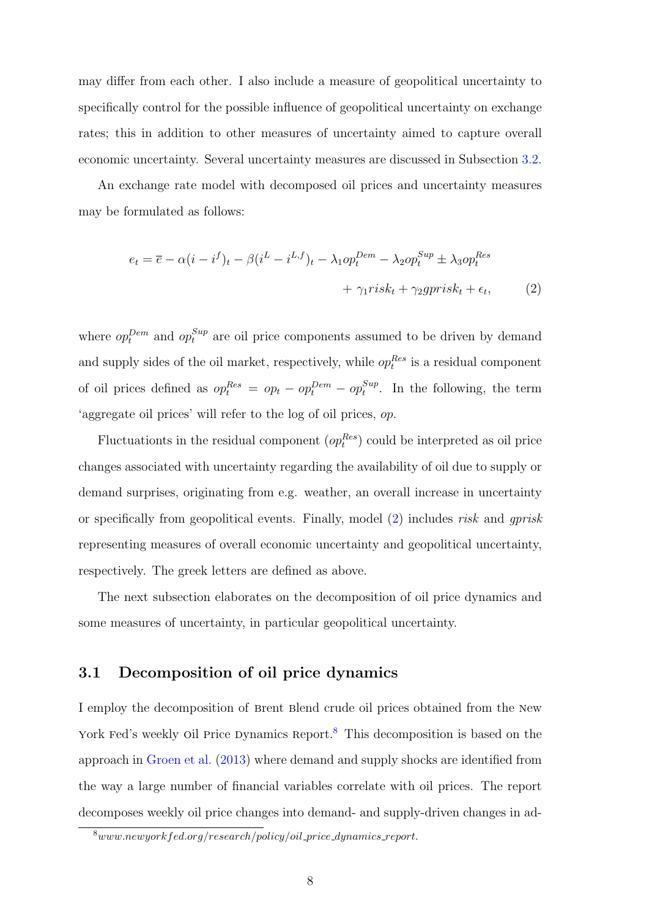may differ from each other. I also include a measure of geopolitical uncertainty to specifically control for the possible influence of geopolitical uncertainty on exchange rates; this in addition to other measures of uncertainty aimed to capture overall economic uncertainty. Several uncertainty measures are discussed in Subsection 3.2.

An exchange rate model with decomposed oil prices and uncertainty measures may be formulated as follows:

$$e_t = \overline{e} - \alpha(i - i^f)_t - \beta(i^L - i^{L,f})_t - \lambda_1 op_t^{Dem} - \lambda_2 op_t^{Sup} \pm \lambda_3 op_t^{Res} + \gamma_1 risk_t + \gamma_2 gprisk_t + \epsilon_t, \qquad (2)$$

where $op_t^{Dem}$ and $op_t^{Sup}$ are oil price components assumed to be driven by demand and supply sides of the oil market, respectively, while $op_t^{Res}$ is a residual component of oil prices defined as $op_t^{Res} = op_t - op_t^{Dem} - op_t^{Sup}$. In the following, the term 'aggregate oil prices' will refer to the log of oil prices, $op$.

Fluctuationts in the residual component ($op_t^{Res}$) could be interpreted as oil price changes associated with uncertainty regarding the availability of oil due to supply or demand surprises, originating from e.g. weather, an overall increase in uncertainty or specifically from geopolitical events. Finally, model (2) includes $risk$ and $gprisk$ representing measures of overall economic uncertainty and geopolitical uncertainty, respectively. The greek letters are defined as above.

The next subsection elaborates on the decomposition of oil price dynamics and some measures of uncertainty, in particular geopolitical uncertainty.

## 3.1 Decomposition of oil price dynamics

I employ the decomposition of Brent Blend crude oil prices obtained from the New York Fed's weekly Oil Price Dynamics Report.[8] This decomposition is based on the approach in Groen et al. (2013) where demand and supply shocks are identified from the way a large number of financial variables correlate with oil prices. The report decomposes weekly oil price changes into demand- and supply-driven changes in ad-

[8] *www.newyorkfed.org/research/policy/oil_price_dynamics_report.*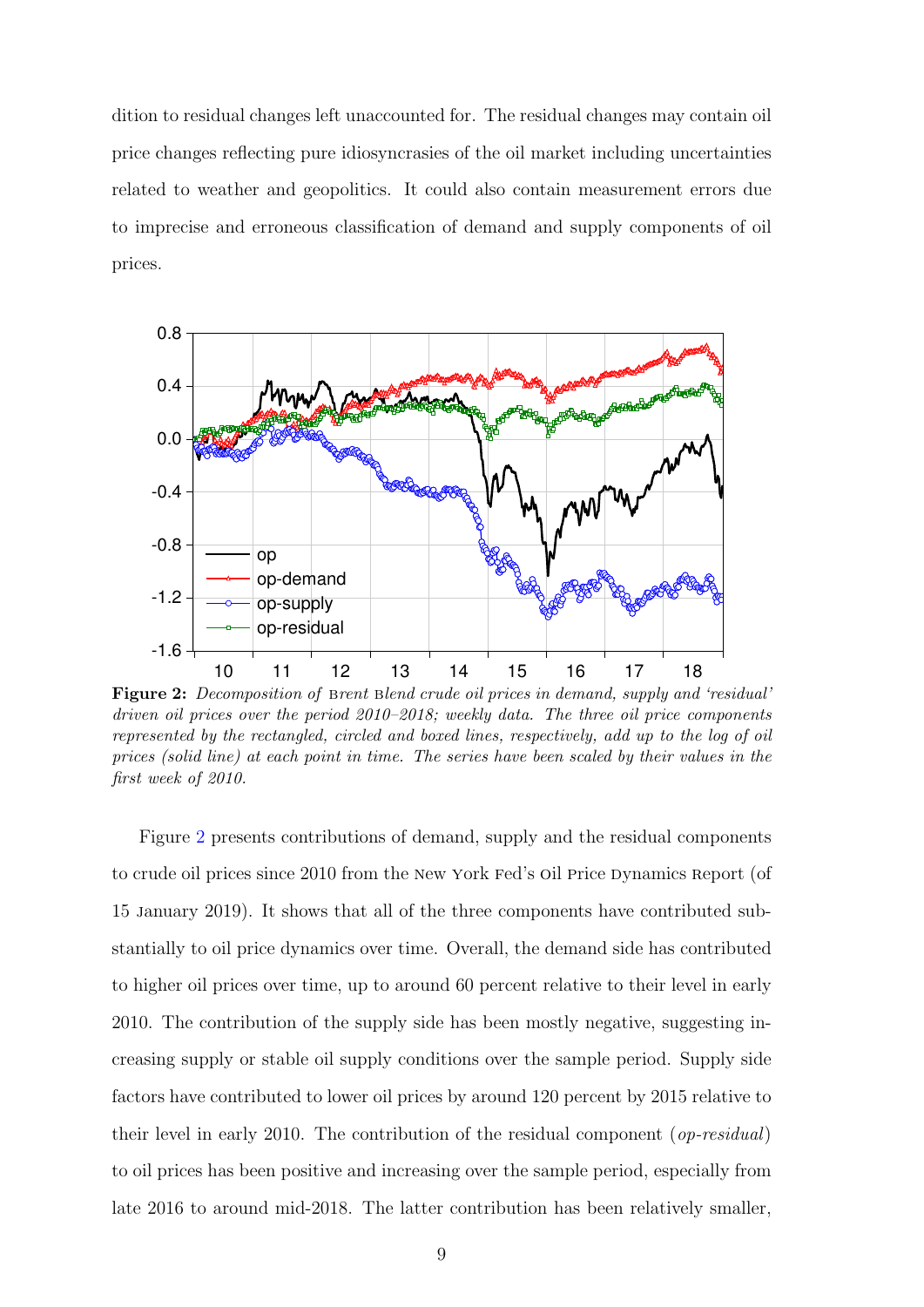dition to residual changes left unaccounted for. The residual changes may contain oil price changes reflecting pure idiosyncrasies of the oil market including uncertainties related to weather and geopolitics. It could also contain measurement errors due to imprecise and erroneous classification of demand and supply components of oil prices.

**Figure 2:** *Decomposition of* Brent Blend *crude oil prices in demand, supply and 'residual' driven oil prices over the period 2010–2018; weekly data. The three oil price components represented by the rectangled, circled and boxed lines, respectively, add up to the log of oil prices (solid line) at each point in time. The series have been scaled by their values in the first week of 2010.*

Figure 2 presents contributions of demand, supply and the residual components to crude oil prices since 2010 from the New York Fed's Oil Price Dynamics Report (of 15 January 2019). It shows that all of the three components have contributed substantially to oil price dynamics over time. Overall, the demand side has contributed to higher oil prices over time, up to around 60 percent relative to their level in early 2010. The contribution of the supply side has been mostly negative, suggesting increasing supply or stable oil supply conditions over the sample period. Supply side factors have contributed to lower oil prices by around 120 percent by 2015 relative to their level in early 2010. The contribution of the residual component (*op-residual*) to oil prices has been positive and increasing over the sample period, especially from late 2016 to around mid-2018. The latter contribution has been relatively smaller,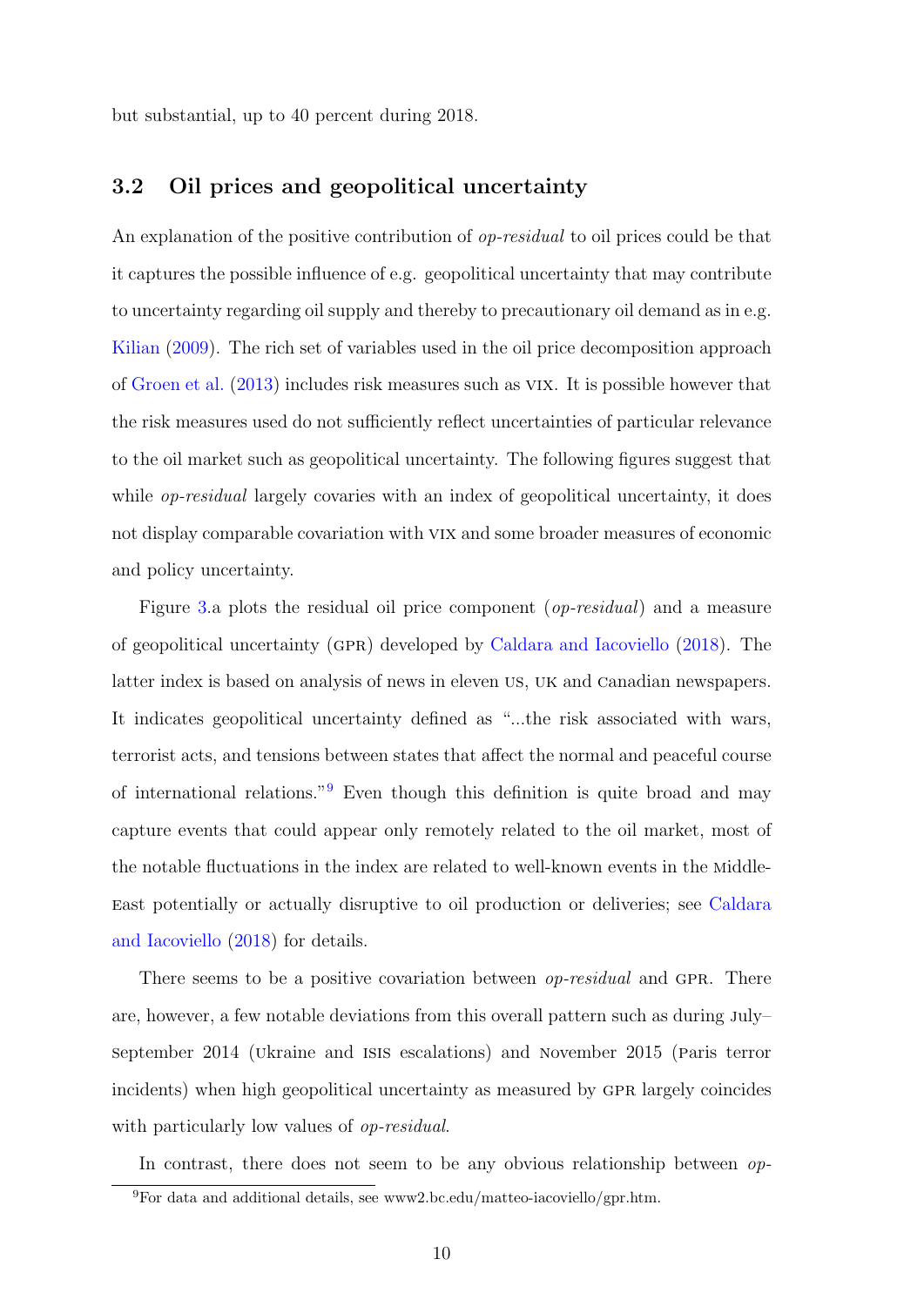but substantial, up to 40 percent during 2018.

## 3.2 Oil prices and geopolitical uncertainty

An explanation of the positive contribution of *op-residual* to oil prices could be that it captures the possible influence of e.g. geopolitical uncertainty that may contribute to uncertainty regarding oil supply and thereby to precautionary oil demand as in e.g. Kilian (2009). The rich set of variables used in the oil price decomposition approach of Groen et al. (2013) includes risk measures such as VIX. It is possible however that the risk measures used do not sufficiently reflect uncertainties of particular relevance to the oil market such as geopolitical uncertainty. The following figures suggest that while *op-residual* largely covaries with an index of geopolitical uncertainty, it does not display comparable covariation with VIX and some broader measures of economic and policy uncertainty.

Figure 3.a plots the residual oil price component (*op-residual*) and a measure of geopolitical uncertainty (GPR) developed by Caldara and Iacoviello (2018). The latter index is based on analysis of news in eleven US, UK and Canadian newspapers. It indicates geopolitical uncertainty defined as "...the risk associated with wars, terrorist acts, and tensions between states that affect the normal and peaceful course of international relations."[9] Even though this definition is quite broad and may capture events that could appear only remotely related to the oil market, most of the notable fluctuations in the index are related to well-known events in the Middle-East potentially or actually disruptive to oil production or deliveries; see Caldara and Iacoviello (2018) for details.

There seems to be a positive covariation between *op-residual* and GPR. There are, however, a few notable deviations from this overall pattern such as during July–September 2014 (Ukraine and ISIS escalations) and November 2015 (Paris terror incidents) when high geopolitical uncertainty as measured by GPR largely coincides with particularly low values of *op-residual*.

In contrast, there does not seem to be any obvious relationship between *op-*

[9] For data and additional details, see www2.bc.edu/matteo-iacoviello/gpr.htm.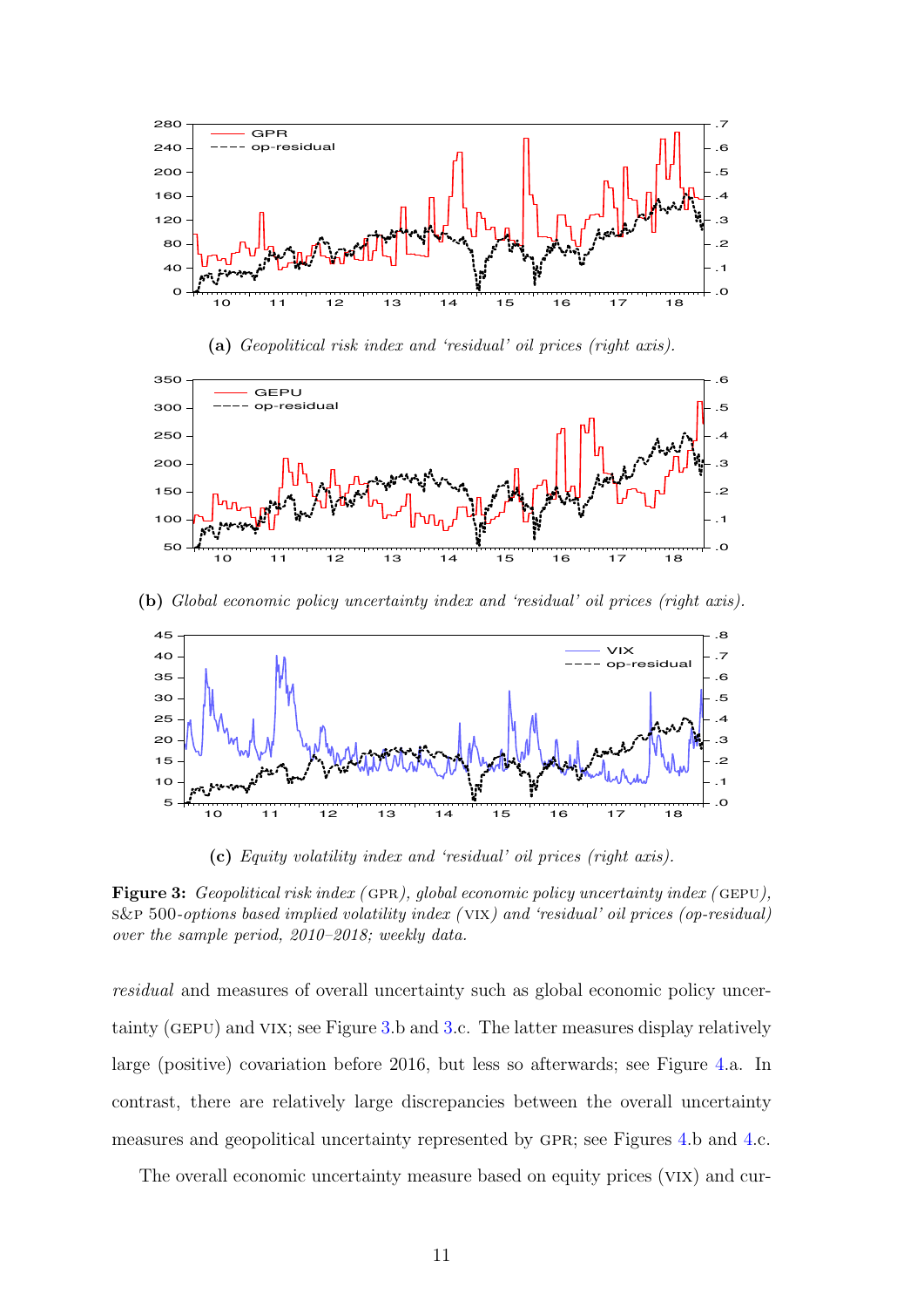**(a)** *Geopolitical risk index and 'residual' oil prices (right axis).*

**(b)** *Global economic policy uncertainty index and 'residual' oil prices (right axis).*

**(c)** *Equity volatility index and 'residual' oil prices (right axis).*

**Figure 3:** *Geopolitical risk index (*GPR*), global economic policy uncertainty index (*GEPU*),* S&P 500*-options based implied volatility index (*VIX*) and 'residual' oil prices (op-residual) over the sample period, 2010–2018; weekly data.*

*residual* and measures of overall uncertainty such as global economic policy uncertainty (GEPU) and VIX; see Figure 3.b and 3.c. The latter measures display relatively large (positive) covariation before 2016, but less so afterwards; see Figure 4.a. In contrast, there are relatively large discrepancies between the overall uncertainty measures and geopolitical uncertainty represented by GPR; see Figures 4.b and 4.c.

The overall economic uncertainty measure based on equity prices (VIX) and cur-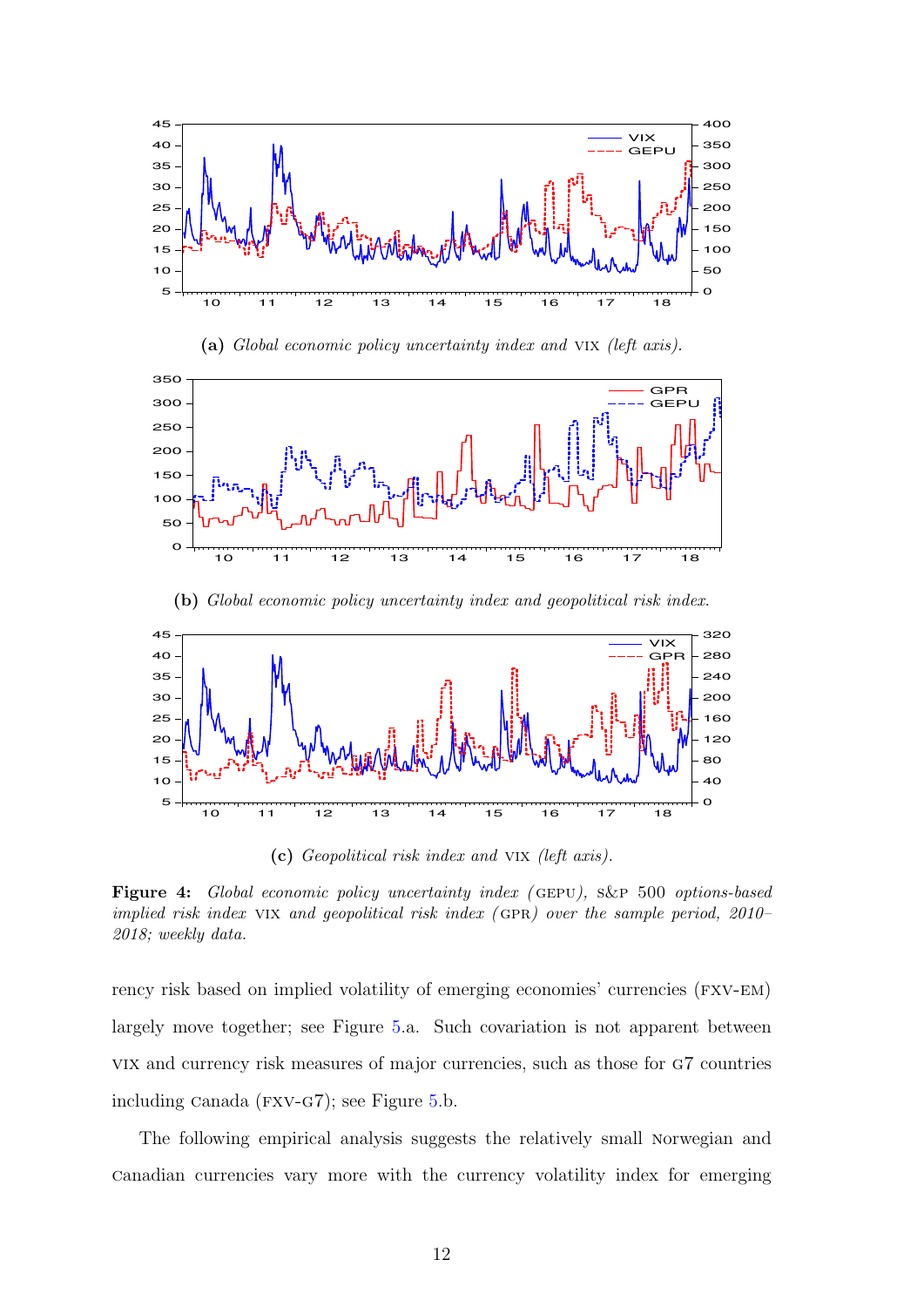**(a)** *Global economic policy uncertainty index and* VIX *(left axis).*

**(b)** *Global economic policy uncertainty index and geopolitical risk index.*

**(c)** *Geopolitical risk index and* VIX *(left axis).*

**Figure 4:** *Global economic policy uncertainty index (*GEPU*),* S&P 500 *options-based implied risk index* VIX *and geopolitical risk index (*GPR*) over the sample period, 2010–2018; weekly data.*

rency risk based on implied volatility of emerging economies' currencies (FXV-EM) largely move together; see Figure 5.a. Such covariation is not apparent between VIX and currency risk measures of major currencies, such as those for G7 countries including Canada (FXV-G7); see Figure 5.b.

The following empirical analysis suggests the relatively small Norwegian and Canadian currencies vary more with the currency volatility index for emerging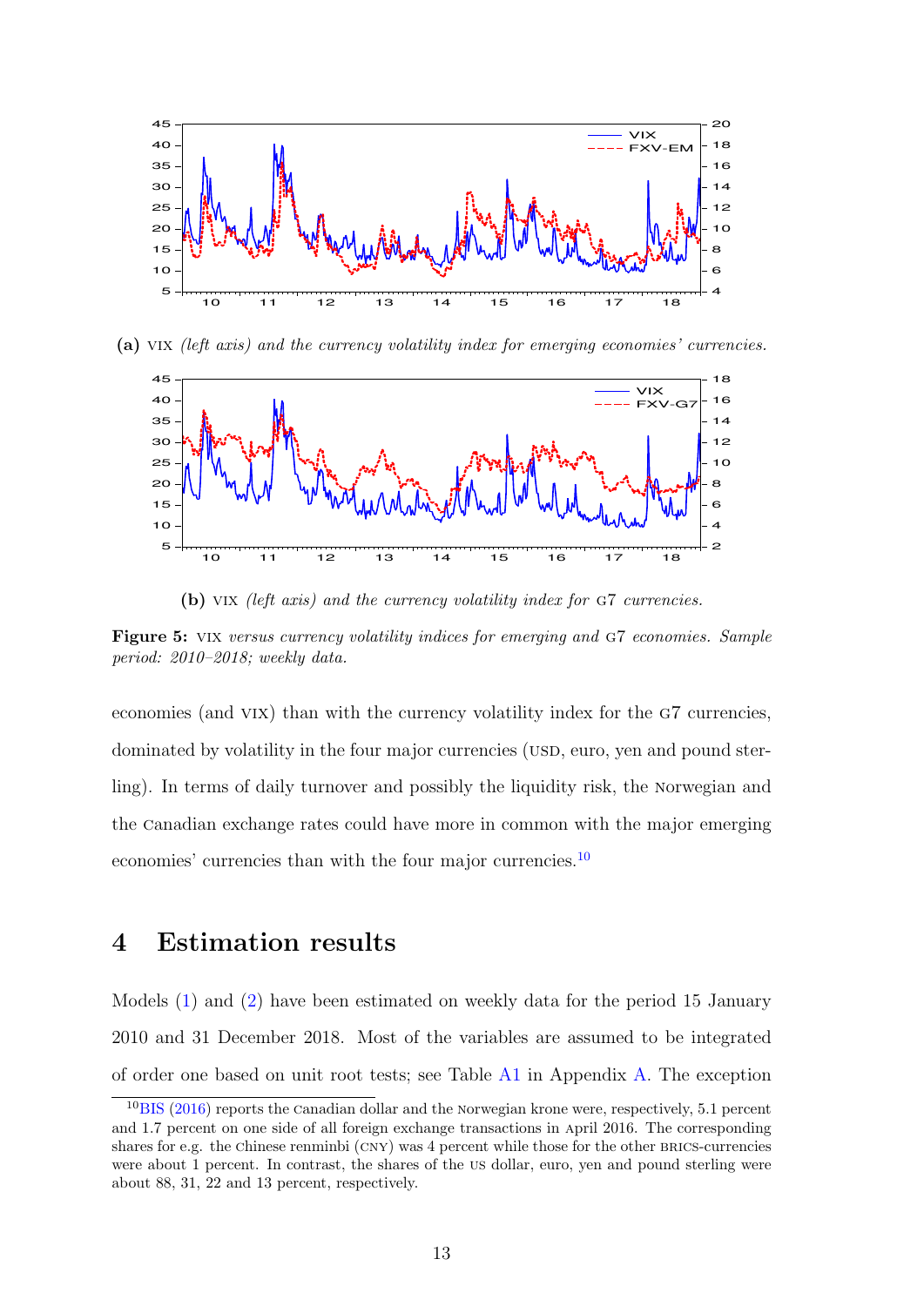**(a)** VIX *(left axis) and the currency volatility index for emerging economies' currencies.*

**(b)** VIX *(left axis) and the currency volatility index for* G7 *currencies.*

**Figure 5:** VIX *versus currency volatility indices for emerging and* G7 *economies. Sample period: 2010–2018; weekly data.*

economies (and VIX) than with the currency volatility index for the G7 currencies, dominated by volatility in the four major currencies (USD, euro, yen and pound sterling). In terms of daily turnover and possibly the liquidity risk, the Norwegian and the Canadian exchange rates could have more in common with the major emerging economies' currencies than with the four major currencies.[10]

# 4 Estimation results

Models (1) and (2) have been estimated on weekly data for the period 15 January 2010 and 31 December 2018. Most of the variables are assumed to be integrated of order one based on unit root tests; see Table A1 in Appendix A. The exception

[10] BIS (2016) reports the Canadian dollar and the Norwegian krone were, respectively, 5.1 percent and 1.7 percent on one side of all foreign exchange transactions in April 2016. The corresponding shares for e.g. the Chinese renminbi (CNY) was 4 percent while those for the other BRICS-currencies were about 1 percent. In contrast, the shares of the US dollar, euro, yen and pound sterling were about 88, 31, 22 and 13 percent, respectively.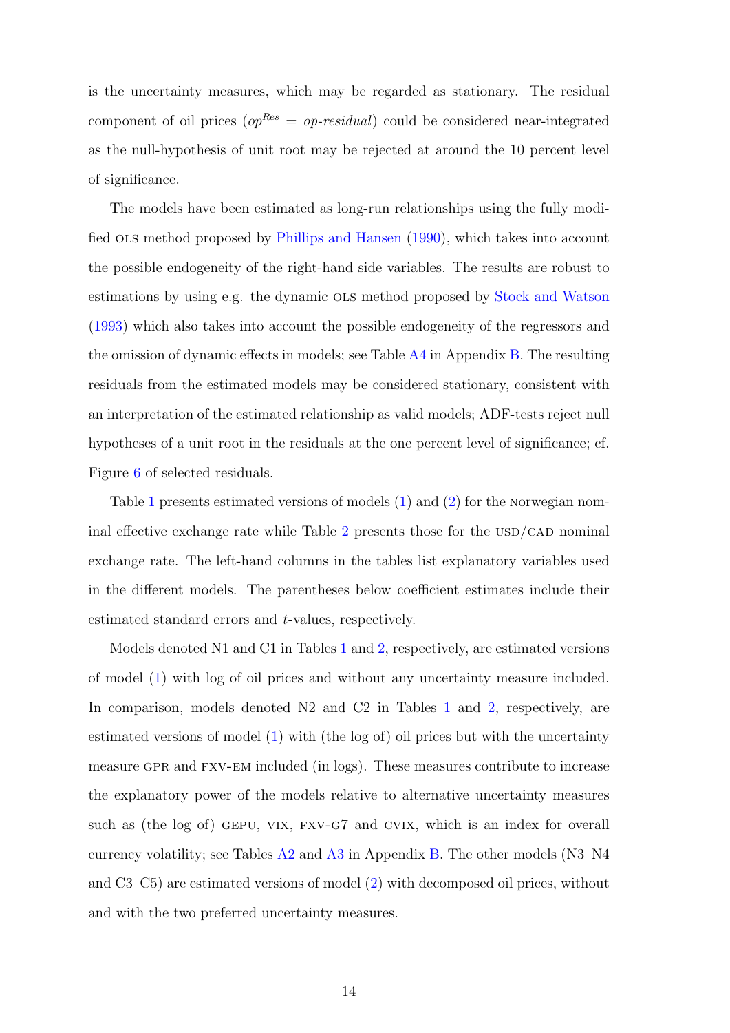is the uncertainty measures, which may be regarded as stationary. The residual component of oil prices ($op^{Res}$ = *op-residual*) could be considered near-integrated as the null-hypothesis of unit root may be rejected at around the 10 percent level of significance.

The models have been estimated as long-run relationships using the fully modified OLS method proposed by Phillips and Hansen (1990), which takes into account the possible endogeneity of the right-hand side variables. The results are robust to estimations by using e.g. the dynamic OLS method proposed by Stock and Watson (1993) which also takes into account the possible endogeneity of the regressors and the omission of dynamic effects in models; see Table A4 in Appendix B. The resulting residuals from the estimated models may be considered stationary, consistent with an interpretation of the estimated relationship as valid models; ADF-tests reject null hypotheses of a unit root in the residuals at the one percent level of significance; cf. Figure 6 of selected residuals.

Table 1 presents estimated versions of models (1) and (2) for the Norwegian nominal effective exchange rate while Table 2 presents those for the USD/CAD nominal exchange rate. The left-hand columns in the tables list explanatory variables used in the different models. The parentheses below coefficient estimates include their estimated standard errors and $t$-values, respectively.

Models denoted N1 and C1 in Tables 1 and 2, respectively, are estimated versions of model (1) with log of oil prices and without any uncertainty measure included. In comparison, models denoted N2 and C2 in Tables 1 and 2, respectively, are estimated versions of model (1) with (the log of) oil prices but with the uncertainty measure GPR and FXV-EM included (in logs). These measures contribute to increase the explanatory power of the models relative to alternative uncertainty measures such as (the log of) GEPU, VIX, FXV-G7 and CVIX, which is an index for overall currency volatility; see Tables A2 and A3 in Appendix B. The other models (N3–N4 and C3–C5) are estimated versions of model (2) with decomposed oil prices, without and with the two preferred uncertainty measures.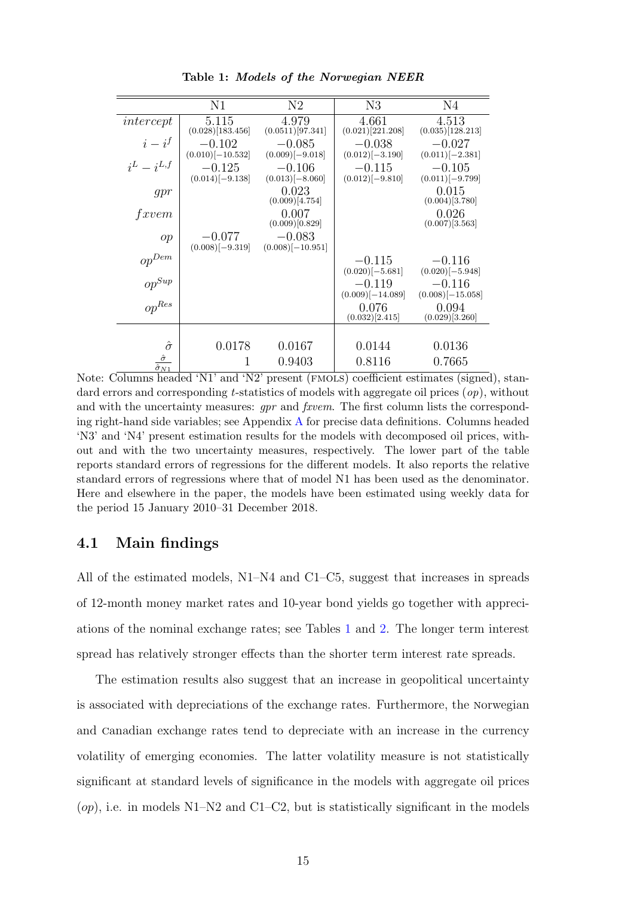**Table 1: *Models of the Norwegian NEER***

| | N1 | N2 | N3 | N4 |
|---|---|---|---|---|
| *intercept* | 5.115 (0.028)[183.456] | 4.979 (0.0511)[97.341] | 4.661 (0.021)[221.208] | 4.513 (0.035)[128.213] |
| $i - i^f$ | −0.102 (0.010)[−10.532] | −0.085 (0.009)[−9.018] | −0.038 (0.012)[−3.190] | −0.027 (0.011)[−2.381] |
| $i^L - i^{L,f}$ | −0.125 (0.014)[−9.138] | −0.106 (0.013)[−8.060] | −0.115 (0.012)[−9.810] | −0.105 (0.011)[−9.799] |
| $gpr$ | | 0.023 (0.009)[4.754] | | 0.015 (0.004)[3.780] |
| $fxvem$ | | 0.007 (0.009)[0.829] | | 0.026 (0.007)[3.563] |
| $op$ | −0.077 (0.008)[−9.319] | −0.083 (0.008)[−10.951] | | |
| $op^{Dem}$ | | | −0.115 (0.020)[−5.681] | −0.116 (0.020)[−5.948] |
| $op^{Sup}$ | | | −0.119 (0.009)[−14.089] | −0.116 (0.008)[−15.058] |
| $op^{Res}$ | | | 0.076 (0.032)[2.415] | 0.094 (0.029)[3.260] |
| $\hat{\sigma}$ | 0.0178 | 0.0167 | 0.0144 | 0.0136 |
| $\frac{\hat{\sigma}}{\hat{\sigma}_{N1}}$ | 1 | 0.9403 | 0.8116 | 0.7665 |

Note: Columns headed 'N1' and 'N2' present (FMOLS) coefficient estimates (signed), standard errors and corresponding $t$-statistics of models with aggregate oil prices ($op$), without and with the uncertainty measures: *gpr* and *fxvem*. The first column lists the corresponding right-hand side variables; see Appendix A for precise data definitions. Columns headed 'N3' and 'N4' present estimation results for the models with decomposed oil prices, without and with the two uncertainty measures, respectively. The lower part of the table reports standard errors of regressions for the different models. It also reports the relative standard errors of regressions where that of model N1 has been used as the denominator. Here and elsewhere in the paper, the models have been estimated using weekly data for the period 15 January 2010–31 December 2018.

## 4.1 Main findings

All of the estimated models, N1–N4 and C1–C5, suggest that increases in spreads of 12-month money market rates and 10-year bond yields go together with appreciations of the nominal exchange rates; see Tables 1 and 2. The longer term interest spread has relatively stronger effects than the shorter term interest rate spreads.

The estimation results also suggest that an increase in geopolitical uncertainty is associated with depreciations of the exchange rates. Furthermore, the Norwegian and Canadian exchange rates tend to depreciate with an increase in the currency volatility of emerging economies. The latter volatility measure is not statistically significant at standard levels of significance in the models with aggregate oil prices ($op$), i.e. in models N1–N2 and C1–C2, but is statistically significant in the models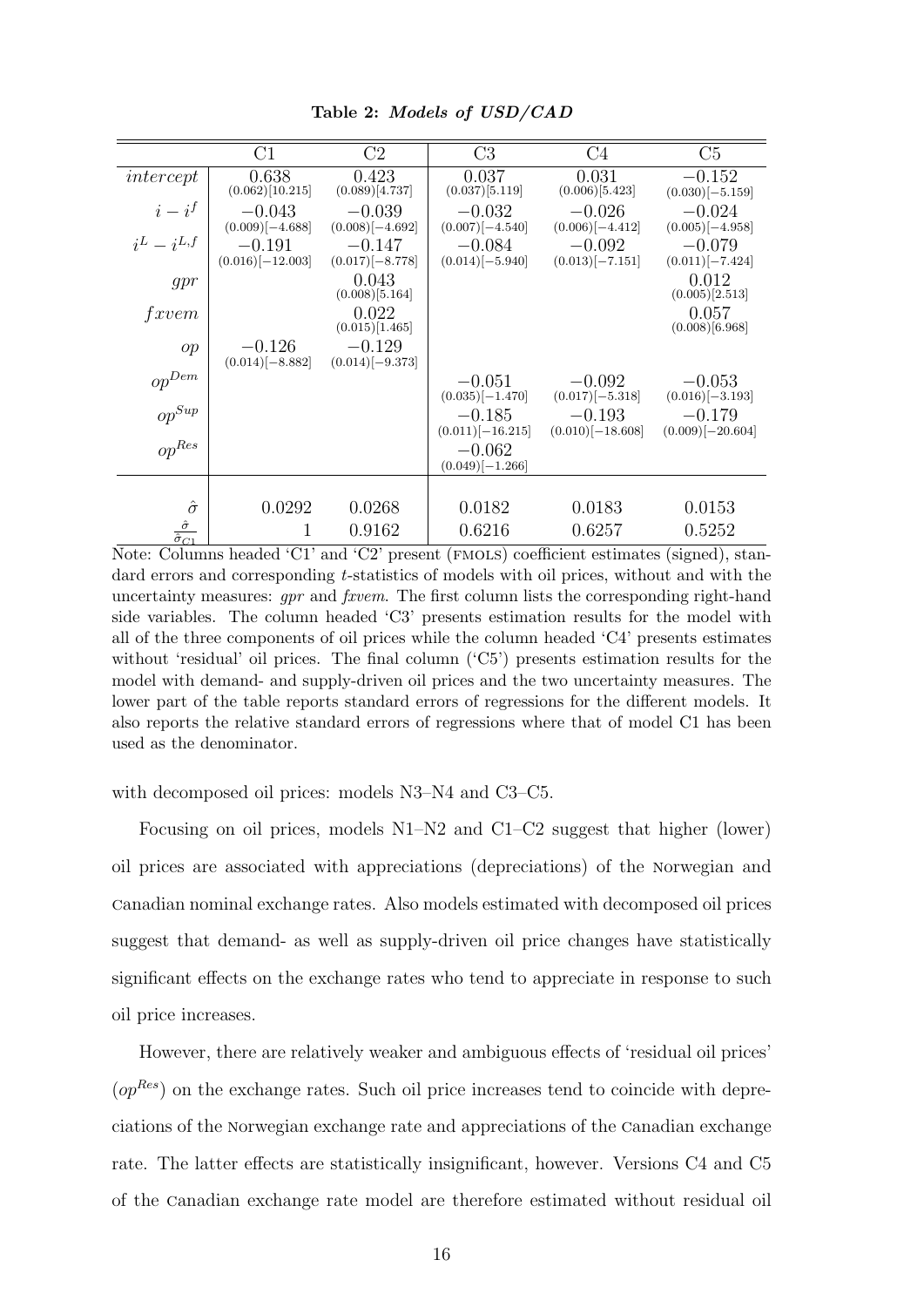**Table 2: *Models of USD/CAD***

| | C1 | C2 | C3 | C4 | C5 |
|---|---|---|---|---|---|
| $intercept$ | $0.638$ $(0.062)[10.215]$ | $0.423$ $(0.089)[4.737]$ | $0.037$ $(0.037)[5.119]$ | $0.031$ $(0.006)[5.423]$ | $-0.152$ $(0.030)[-5.159]$ |
| $i - i^f$ | $-0.043$ $(0.009)[-4.688]$ | $-0.039$ $(0.008)[-4.692]$ | $-0.032$ $(0.007)[-4.540]$ | $-0.026$ $(0.006)[-4.412]$ | $-0.024$ $(0.005)[-4.958]$ |
| $i^L - i^{L,f}$ | $-0.191$ $(0.016)[-12.003]$ | $-0.147$ $(0.017)[-8.778]$ | $-0.084$ $(0.014)[-5.940]$ | $-0.092$ $(0.013)[-7.151]$ | $-0.079$ $(0.011)[-7.424]$ |
| $gpr$ | | $0.043$ $(0.008)[5.164]$ | | | $0.012$ $(0.005)[2.513]$ |
| $fxvem$ | | $0.022$ $(0.015)[1.465]$ | | | $0.057$ $(0.008)[6.968]$ |
| $op$ | $-0.126$ $(0.014)[-8.882]$ | $-0.129$ $(0.014)[-9.373]$ | | | |
| $op^{Dem}$ | | | $-0.051$ $(0.035)[-1.470]$ | $-0.092$ $(0.017)[-5.318]$ | $-0.053$ $(0.016)[-3.193]$ |
| $op^{Sup}$ | | | $-0.185$ $(0.011)[-16.215]$ | $-0.193$ $(0.010)[-18.608]$ | $-0.179$ $(0.009)[-20.604]$ |
| $op^{Res}$ | | | $-0.062$ $(0.049)[-1.266]$ | | |
| $\hat{\sigma}$ | 0.0292 | 0.0268 | 0.0182 | 0.0183 | 0.0153 |
| $\frac{\hat{\sigma}}{\hat{\sigma}_{C1}}$ | 1 | 0.9162 | 0.6216 | 0.6257 | 0.5252 |

Note: Columns headed 'C1' and 'C2' present (FMOLS) coefficient estimates (signed), standard errors and corresponding $t$-statistics of models with oil prices, without and with the uncertainty measures: *gpr* and *fxvem*. The first column lists the corresponding right-hand side variables. The column headed 'C3' presents estimation results for the model with all of the three components of oil prices while the column headed 'C4' presents estimates without 'residual' oil prices. The final column ('C5') presents estimation results for the model with demand- and supply-driven oil prices and the two uncertainty measures. The lower part of the table reports standard errors of regressions for the different models. It also reports the relative standard errors of regressions where that of model C1 has been used as the denominator.

with decomposed oil prices: models N3–N4 and C3–C5.

Focusing on oil prices, models N1–N2 and C1–C2 suggest that higher (lower) oil prices are associated with appreciations (depreciations) of the Norwegian and Canadian nominal exchange rates. Also models estimated with decomposed oil prices suggest that demand- as well as supply-driven oil price changes have statistically significant effects on the exchange rates who tend to appreciate in response to such oil price increases.

However, there are relatively weaker and ambiguous effects of 'residual oil prices' ($op^{Res}$) on the exchange rates. Such oil price increases tend to coincide with depreciations of the Norwegian exchange rate and appreciations of the Canadian exchange rate. The latter effects are statistically insignificant, however. Versions C4 and C5 of the Canadian exchange rate model are therefore estimated without residual oil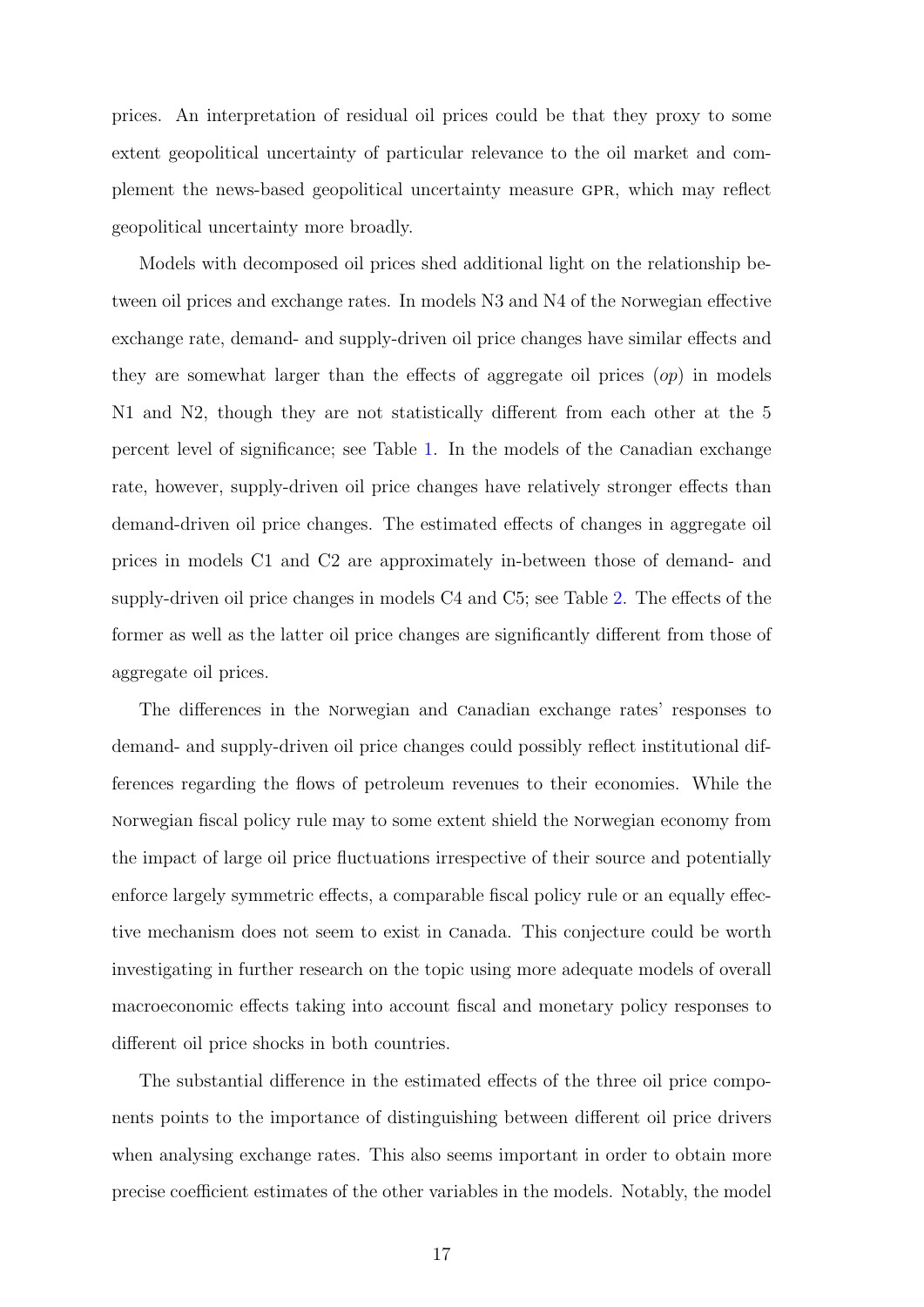prices. An interpretation of residual oil prices could be that they proxy to some extent geopolitical uncertainty of particular relevance to the oil market and complement the news-based geopolitical uncertainty measure GPR, which may reflect geopolitical uncertainty more broadly.

Models with decomposed oil prices shed additional light on the relationship between oil prices and exchange rates. In models N3 and N4 of the Norwegian effective exchange rate, demand- and supply-driven oil price changes have similar effects and they are somewhat larger than the effects of aggregate oil prices (*op*) in models N1 and N2, though they are not statistically different from each other at the 5 percent level of significance; see Table 1. In the models of the Canadian exchange rate, however, supply-driven oil price changes have relatively stronger effects than demand-driven oil price changes. The estimated effects of changes in aggregate oil prices in models C1 and C2 are approximately in-between those of demand- and supply-driven oil price changes in models C4 and C5; see Table 2. The effects of the former as well as the latter oil price changes are significantly different from those of aggregate oil prices.

The differences in the Norwegian and Canadian exchange rates' responses to demand- and supply-driven oil price changes could possibly reflect institutional differences regarding the flows of petroleum revenues to their economies. While the Norwegian fiscal policy rule may to some extent shield the Norwegian economy from the impact of large oil price fluctuations irrespective of their source and potentially enforce largely symmetric effects, a comparable fiscal policy rule or an equally effective mechanism does not seem to exist in Canada. This conjecture could be worth investigating in further research on the topic using more adequate models of overall macroeconomic effects taking into account fiscal and monetary policy responses to different oil price shocks in both countries.

The substantial difference in the estimated effects of the three oil price components points to the importance of distinguishing between different oil price drivers when analysing exchange rates. This also seems important in order to obtain more precise coefficient estimates of the other variables in the models. Notably, the model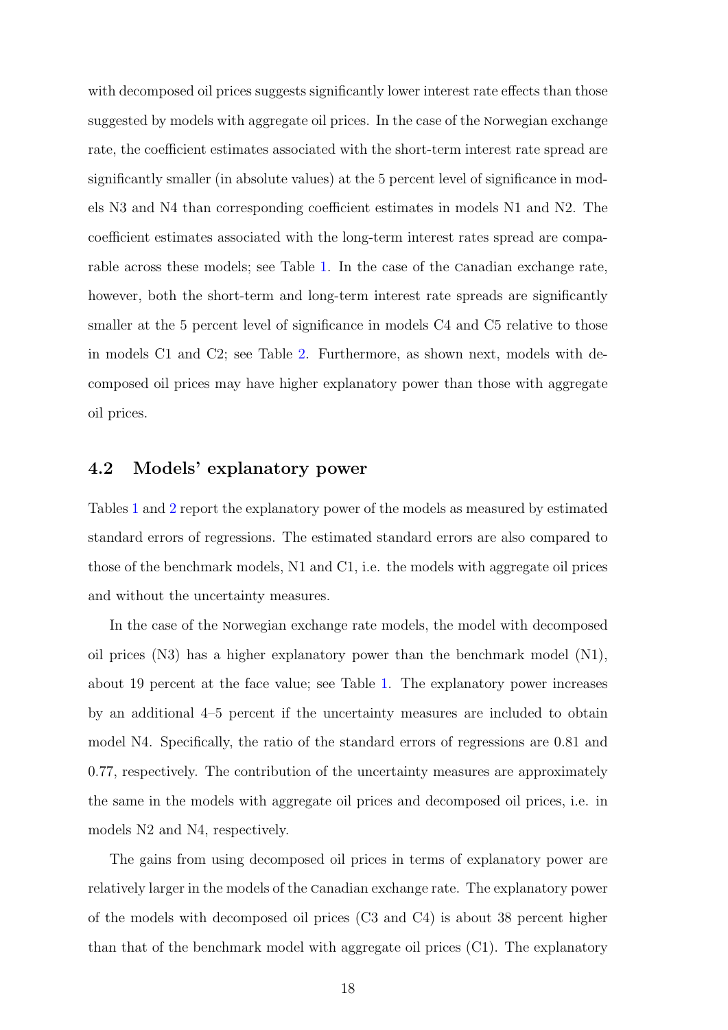with decomposed oil prices suggests significantly lower interest rate effects than those suggested by models with aggregate oil prices. In the case of the Norwegian exchange rate, the coefficient estimates associated with the short-term interest rate spread are significantly smaller (in absolute values) at the 5 percent level of significance in models N3 and N4 than corresponding coefficient estimates in models N1 and N2. The coefficient estimates associated with the long-term interest rates spread are comparable across these models; see Table 1. In the case of the Canadian exchange rate, however, both the short-term and long-term interest rate spreads are significantly smaller at the 5 percent level of significance in models C4 and C5 relative to those in models C1 and C2; see Table 2. Furthermore, as shown next, models with decomposed oil prices may have higher explanatory power than those with aggregate oil prices.

## 4.2 Models' explanatory power

Tables 1 and 2 report the explanatory power of the models as measured by estimated standard errors of regressions. The estimated standard errors are also compared to those of the benchmark models, N1 and C1, i.e. the models with aggregate oil prices and without the uncertainty measures.

In the case of the Norwegian exchange rate models, the model with decomposed oil prices (N3) has a higher explanatory power than the benchmark model (N1), about 19 percent at the face value; see Table 1. The explanatory power increases by an additional 4–5 percent if the uncertainty measures are included to obtain model N4. Specifically, the ratio of the standard errors of regressions are 0.81 and 0.77, respectively. The contribution of the uncertainty measures are approximately the same in the models with aggregate oil prices and decomposed oil prices, i.e. in models N2 and N4, respectively.

The gains from using decomposed oil prices in terms of explanatory power are relatively larger in the models of the Canadian exchange rate. The explanatory power of the models with decomposed oil prices (C3 and C4) is about 38 percent higher than that of the benchmark model with aggregate oil prices (C1). The explanatory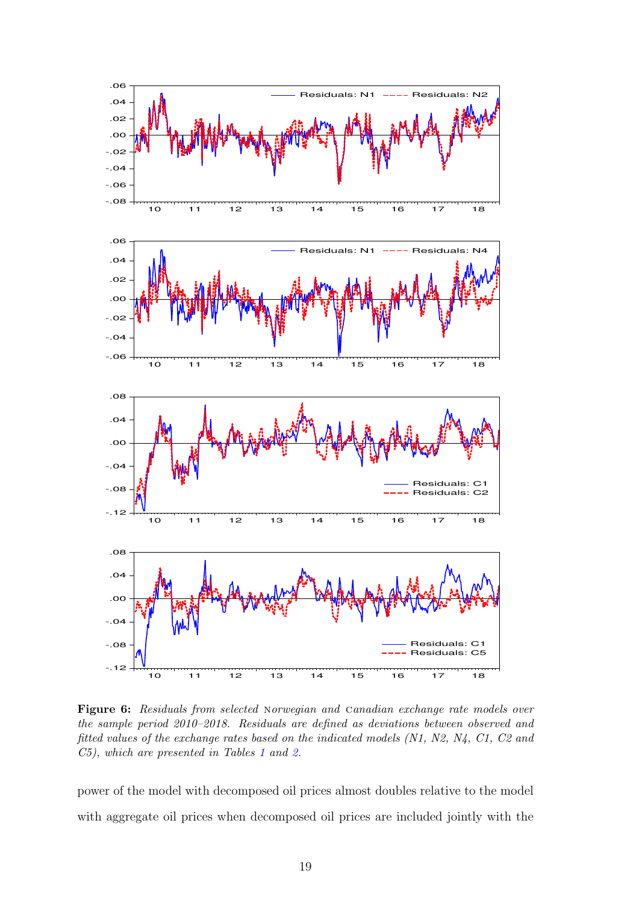**Figure 6:** *Residuals from selected Norwegian and Canadian exchange rate models over the sample period 2010–2018. Residuals are defined as deviations between observed and fitted values of the exchange rates based on the indicated models (N1, N2, N4, C1, C2 and C5), which are presented in Tables 1 and 2.*

power of the model with decomposed oil prices almost doubles relative to the model with aggregate oil prices when decomposed oil prices are included jointly with the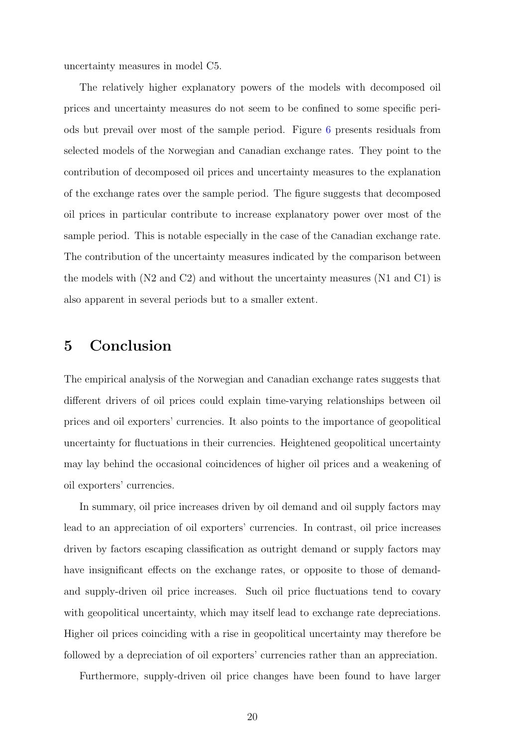uncertainty measures in model C5.

The relatively higher explanatory powers of the models with decomposed oil prices and uncertainty measures do not seem to be confined to some specific periods but prevail over most of the sample period. Figure 6 presents residuals from selected models of the Norwegian and Canadian exchange rates. They point to the contribution of decomposed oil prices and uncertainty measures to the explanation of the exchange rates over the sample period. The figure suggests that decomposed oil prices in particular contribute to increase explanatory power over most of the sample period. This is notable especially in the case of the Canadian exchange rate. The contribution of the uncertainty measures indicated by the comparison between the models with (N2 and C2) and without the uncertainty measures (N1 and C1) is also apparent in several periods but to a smaller extent.

# 5 Conclusion

The empirical analysis of the Norwegian and Canadian exchange rates suggests that different drivers of oil prices could explain time-varying relationships between oil prices and oil exporters' currencies. It also points to the importance of geopolitical uncertainty for fluctuations in their currencies. Heightened geopolitical uncertainty may lay behind the occasional coincidences of higher oil prices and a weakening of oil exporters' currencies.

In summary, oil price increases driven by oil demand and oil supply factors may lead to an appreciation of oil exporters' currencies. In contrast, oil price increases driven by factors escaping classification as outright demand or supply factors may have insignificant effects on the exchange rates, or opposite to those of demand- and supply-driven oil price increases. Such oil price fluctuations tend to covary with geopolitical uncertainty, which may itself lead to exchange rate depreciations. Higher oil prices coinciding with a rise in geopolitical uncertainty may therefore be followed by a depreciation of oil exporters' currencies rather than an appreciation.

Furthermore, supply-driven oil price changes have been found to have larger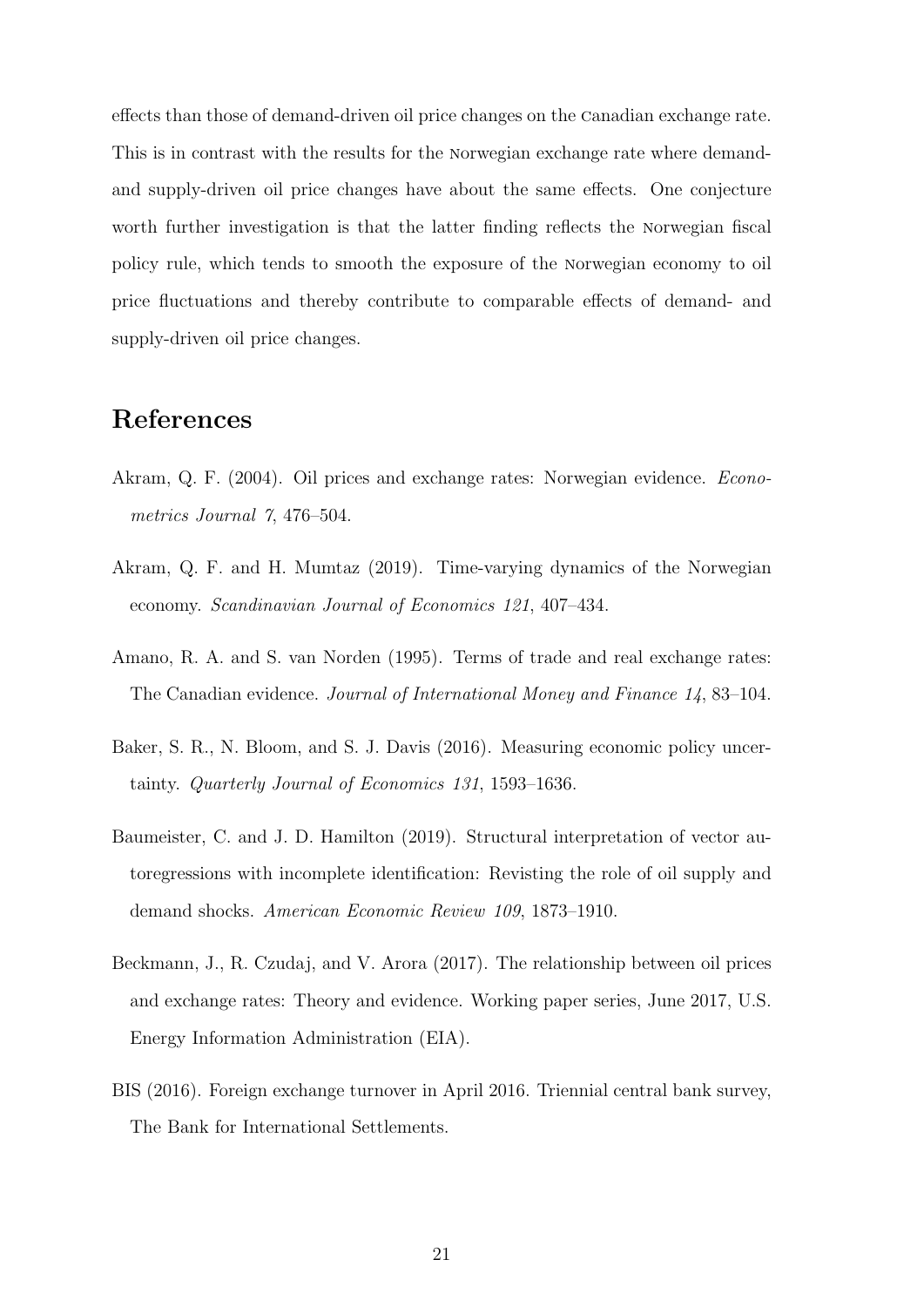effects than those of demand-driven oil price changes on the Canadian exchange rate. This is in contrast with the results for the Norwegian exchange rate where demand- and supply-driven oil price changes have about the same effects. One conjecture worth further investigation is that the latter finding reflects the Norwegian fiscal policy rule, which tends to smooth the exposure of the Norwegian economy to oil price fluctuations and thereby contribute to comparable effects of demand- and supply-driven oil price changes.

# References

Akram, Q. F. (2004). Oil prices and exchange rates: Norwegian evidence. *Econometrics Journal 7*, 476–504.

Akram, Q. F. and H. Mumtaz (2019). Time-varying dynamics of the Norwegian economy. *Scandinavian Journal of Economics 121*, 407–434.

Amano, R. A. and S. van Norden (1995). Terms of trade and real exchange rates: The Canadian evidence. *Journal of International Money and Finance 14*, 83–104.

Baker, S. R., N. Bloom, and S. J. Davis (2016). Measuring economic policy uncertainty. *Quarterly Journal of Economics 131*, 1593–1636.

Baumeister, C. and J. D. Hamilton (2019). Structural interpretation of vector autoregressions with incomplete identification: Revisting the role of oil supply and demand shocks. *American Economic Review 109*, 1873–1910.

Beckmann, J., R. Czudaj, and V. Arora (2017). The relationship between oil prices and exchange rates: Theory and evidence. Working paper series, June 2017, U.S. Energy Information Administration (EIA).

BIS (2016). Foreign exchange turnover in April 2016. Triennial central bank survey, The Bank for International Settlements.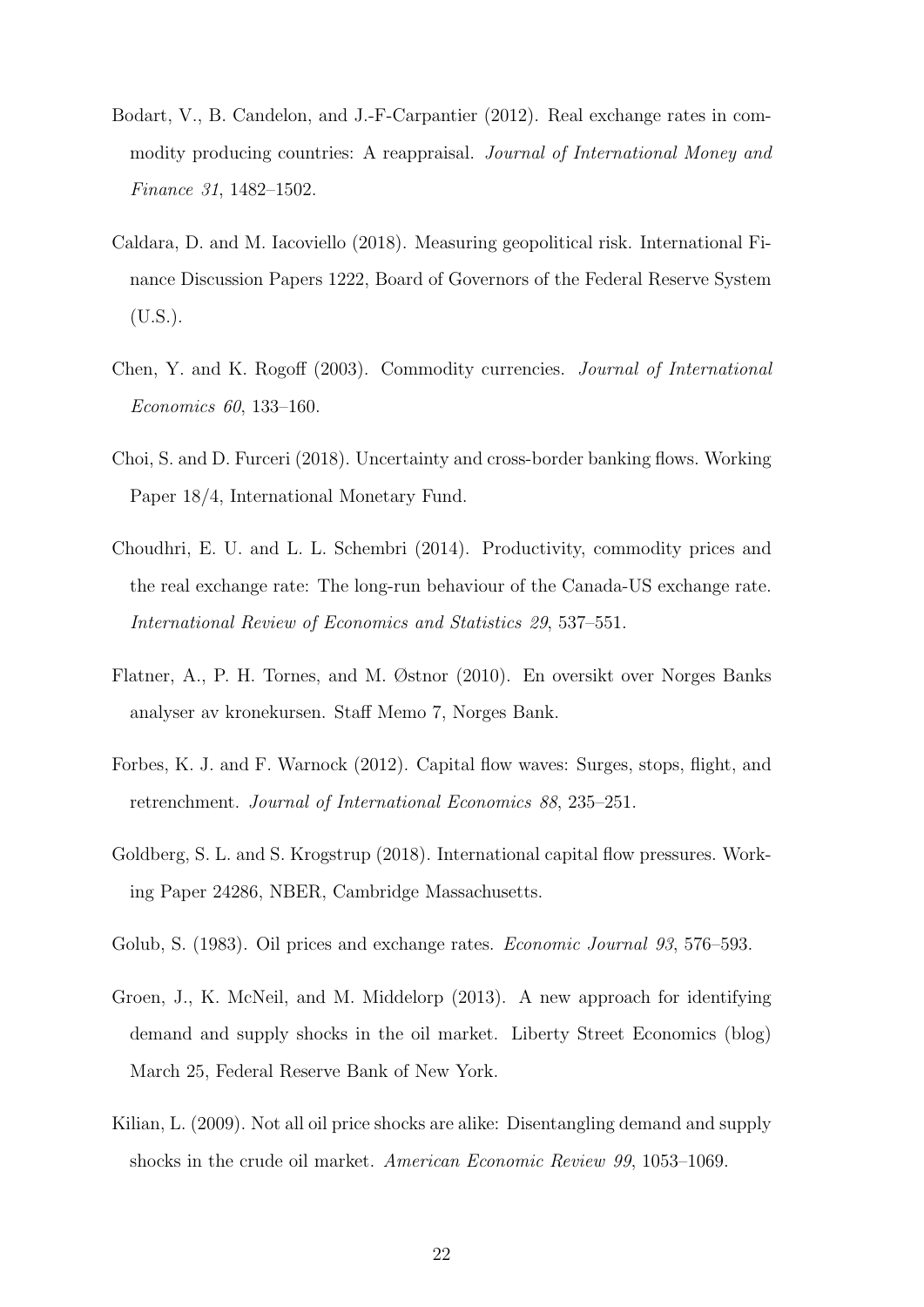Bodart, V., B. Candelon, and J.-F-Carpantier (2012). Real exchange rates in commodity producing countries: A reappraisal. *Journal of International Money and Finance 31*, 1482–1502.

Caldara, D. and M. Iacoviello (2018). Measuring geopolitical risk. International Finance Discussion Papers 1222, Board of Governors of the Federal Reserve System (U.S.).

Chen, Y. and K. Rogoff (2003). Commodity currencies. *Journal of International Economics 60*, 133–160.

Choi, S. and D. Furceri (2018). Uncertainty and cross-border banking flows. Working Paper 18/4, International Monetary Fund.

Choudhri, E. U. and L. L. Schembri (2014). Productivity, commodity prices and the real exchange rate: The long-run behaviour of the Canada-US exchange rate. *International Review of Economics and Statistics 29*, 537–551.

Flatner, A., P. H. Tornes, and M. Østnor (2010). En oversikt over Norges Banks analyser av kronekursen. Staff Memo 7, Norges Bank.

Forbes, K. J. and F. Warnock (2012). Capital flow waves: Surges, stops, flight, and retrenchment. *Journal of International Economics 88*, 235–251.

Goldberg, S. L. and S. Krogstrup (2018). International capital flow pressures. Working Paper 24286, NBER, Cambridge Massachusetts.

Golub, S. (1983). Oil prices and exchange rates. *Economic Journal 93*, 576–593.

Groen, J., K. McNeil, and M. Middelorp (2013). A new approach for identifying demand and supply shocks in the oil market. Liberty Street Economics (blog) March 25, Federal Reserve Bank of New York.

Kilian, L. (2009). Not all oil price shocks are alike: Disentangling demand and supply shocks in the crude oil market. *American Economic Review 99*, 1053–1069.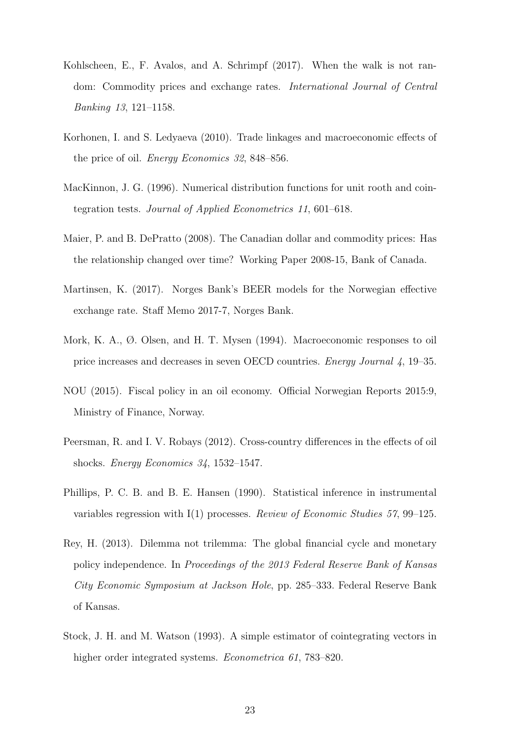Kohlscheen, E., F. Avalos, and A. Schrimpf (2017). When the walk is not random: Commodity prices and exchange rates. *International Journal of Central Banking 13*, 121–1158.

Korhonen, I. and S. Ledyaeva (2010). Trade linkages and macroeconomic effects of the price of oil. *Energy Economics 32*, 848–856.

MacKinnon, J. G. (1996). Numerical distribution functions for unit rooth and cointegration tests. *Journal of Applied Econometrics 11*, 601–618.

Maier, P. and B. DePratto (2008). The Canadian dollar and commodity prices: Has the relationship changed over time? Working Paper 2008-15, Bank of Canada.

Martinsen, K. (2017). Norges Bank's BEER models for the Norwegian effective exchange rate. Staff Memo 2017-7, Norges Bank.

Mork, K. A., Ø. Olsen, and H. T. Mysen (1994). Macroeconomic responses to oil price increases and decreases in seven OECD countries. *Energy Journal 4*, 19–35.

NOU (2015). Fiscal policy in an oil economy. Official Norwegian Reports 2015:9, Ministry of Finance, Norway.

Peersman, R. and I. V. Robays (2012). Cross-country differences in the effects of oil shocks. *Energy Economics 34*, 1532–1547.

Phillips, P. C. B. and B. E. Hansen (1990). Statistical inference in instrumental variables regression with I(1) processes. *Review of Economic Studies 57*, 99–125.

Rey, H. (2013). Dilemma not trilemma: The global financial cycle and monetary policy independence. In *Proceedings of the 2013 Federal Reserve Bank of Kansas City Economic Symposium at Jackson Hole*, pp. 285–333. Federal Reserve Bank of Kansas.

Stock, J. H. and M. Watson (1993). A simple estimator of cointegrating vectors in higher order integrated systems. *Econometrica 61*, 783–820.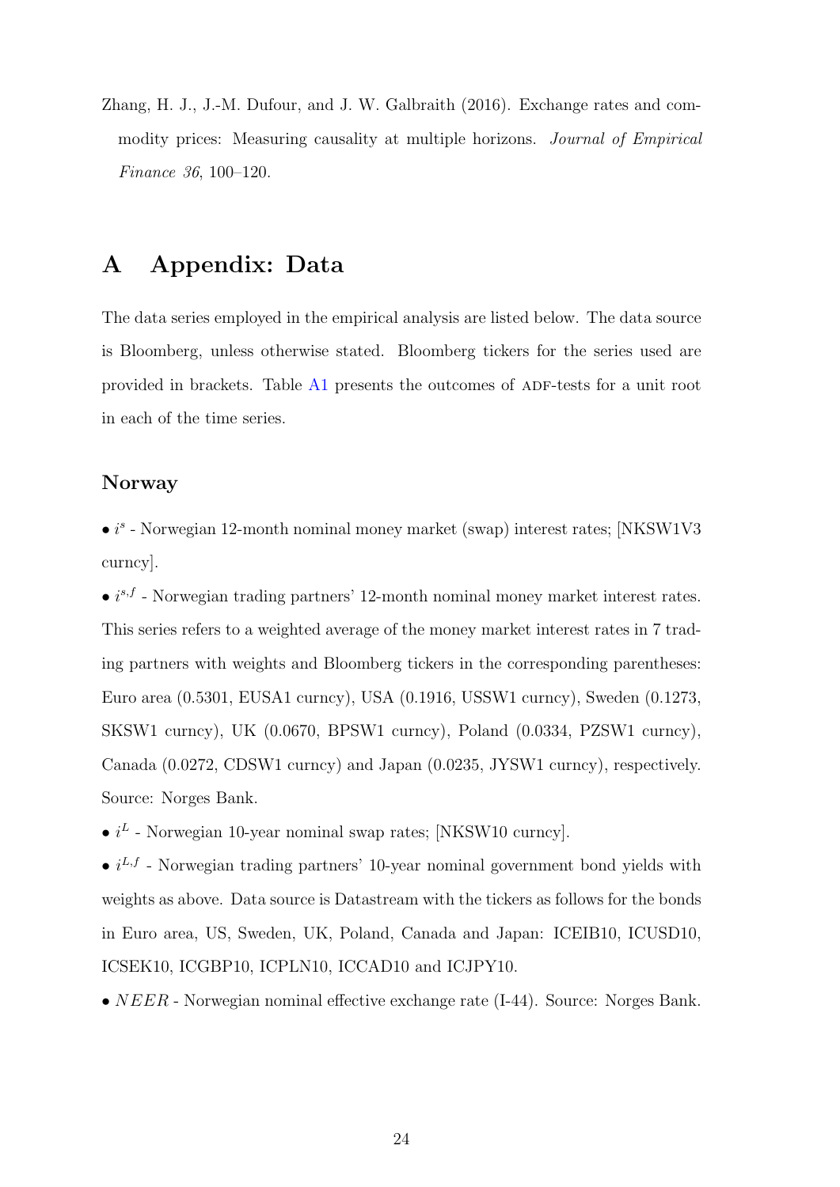Zhang, H. J., J.-M. Dufour, and J. W. Galbraith (2016). Exchange rates and commodity prices: Measuring causality at multiple horizons. *Journal of Empirical Finance 36*, 100–120.

# A Appendix: Data

The data series employed in the empirical analysis are listed below. The data source is Bloomberg, unless otherwise stated. Bloomberg tickers for the series used are provided in brackets. Table A1 presents the outcomes of ADF-tests for a unit root in each of the time series.

## Norway

• $i^s$ - Norwegian 12-month nominal money market (swap) interest rates; [NKSW1V3 curncy].

• $i^{s,f}$ - Norwegian trading partners' 12-month nominal money market interest rates. This series refers to a weighted average of the money market interest rates in 7 trading partners with weights and Bloomberg tickers in the corresponding parentheses: Euro area (0.5301, EUSA1 curncy), USA (0.1916, USSW1 curncy), Sweden (0.1273, SKSW1 curncy), UK (0.0670, BPSW1 curncy), Poland (0.0334, PZSW1 curncy), Canada (0.0272, CDSW1 curncy) and Japan (0.0235, JYSW1 curncy), respectively. Source: Norges Bank.

• $i^L$ - Norwegian 10-year nominal swap rates; [NKSW10 curncy].

• $i^{L,f}$ - Norwegian trading partners' 10-year nominal government bond yields with weights as above. Data source is Datastream with the tickers as follows for the bonds in Euro area, US, Sweden, UK, Poland, Canada and Japan: ICEIB10, ICUSD10, ICSEK10, ICGBP10, ICPLN10, ICCAD10 and ICJPY10.

• $NEER$ - Norwegian nominal effective exchange rate (I-44). Source: Norges Bank.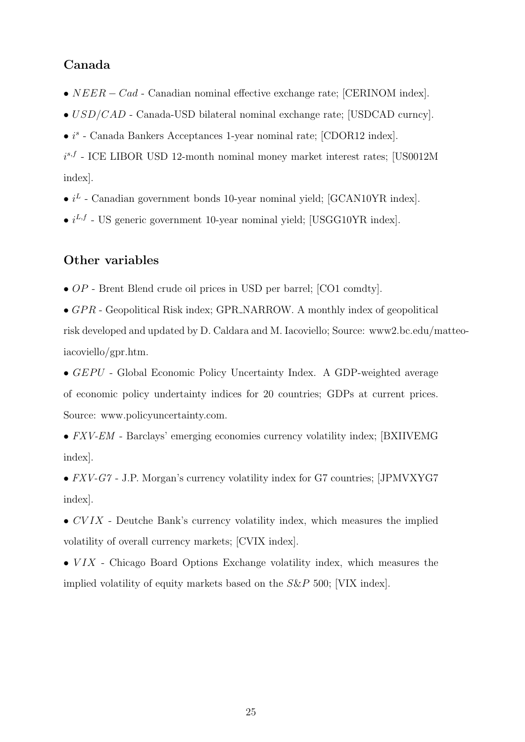## Canada

- $NEER - Cad$ - Canadian nominal effective exchange rate; [CERINOM index].
- $USD/CAD$ - Canada-USD bilateral nominal exchange rate; [USDCAD curncy].
- $i^s$ - Canada Bankers Acceptances 1-year nominal rate; [CDOR12 index].

$i^{s,f}$ - ICE LIBOR USD 12-month nominal money market interest rates; [US0012M index].

- $i^L$ - Canadian government bonds 10-year nominal yield; [GCAN10YR index].
- $i^{L,f}$ - US generic government 10-year nominal yield; [USGG10YR index].

## Other variables

- $OP$ - Brent Blend crude oil prices in USD per barrel; [CO1 comdty].
- $GPR$ - Geopolitical Risk index; GPR_NARROW. A monthly index of geopolitical risk developed and updated by D. Caldara and M. Iacoviello; Source: www2.bc.edu/matteo-iacoviello/gpr.htm.
- $GEPU$ - Global Economic Policy Uncertainty Index. A GDP-weighted average of economic policy undertainty indices for 20 countries; GDPs at current prices. Source: www.policyuncertainty.com.
- *FXV-EM* - Barclays' emerging economies currency volatility index; [BXIIVEMG index].
- *FXV-G7* - J.P. Morgan's currency volatility index for G7 countries; [JPMVXYG7 index].
- $CVIX$ - Deutche Bank's currency volatility index, which measures the implied volatility of overall currency markets; [CVIX index].
- $VIX$ - Chicago Board Options Exchange volatility index, which measures the implied volatility of equity markets based on the $S\&P$ 500; [VIX index].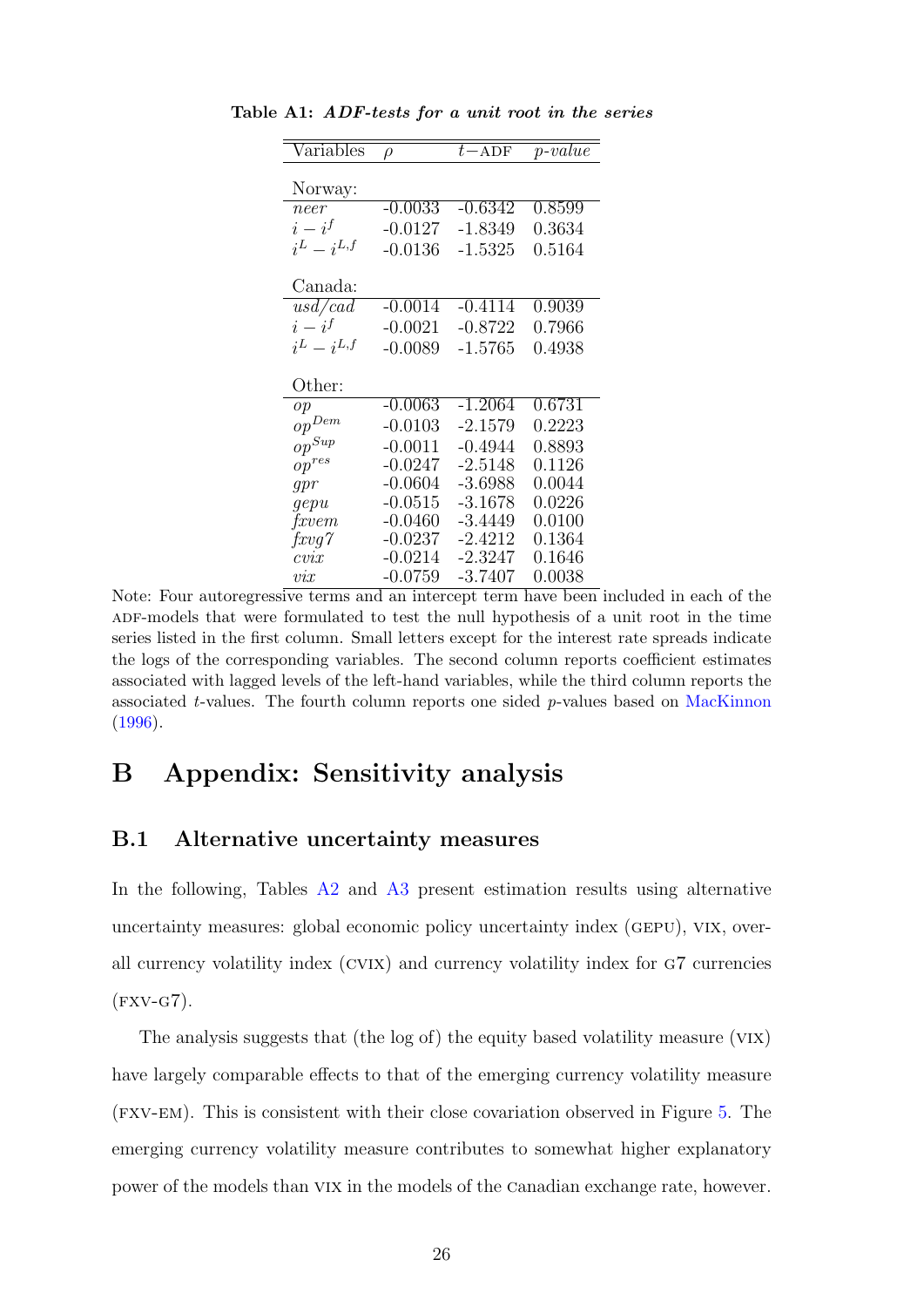**Table A1:** ***ADF-tests for a unit root in the series***

| Variables | $\rho$ | $t-$ADF | *p-value* |
|---|---|---|---|
| Norway: | | | |
| *neer* | -0.0033 | -0.6342 | 0.8599 |
| $i - i^f$ | -0.0127 | -1.8349 | 0.3634 |
| $i^L - i^{L,f}$ | -0.0136 | -1.5325 | 0.5164 |
| Canada: | | | |
| *usd/cad* | -0.0014 | -0.4114 | 0.9039 |
| $i - i^f$ | -0.0021 | -0.8722 | 0.7966 |
| $i^L - i^{L,f}$ | -0.0089 | -1.5765 | 0.4938 |
| Other: | | | |
| *op* | -0.0063 | -1.2064 | 0.6731 |
| $op^{Dem}$ | -0.0103 | -2.1579 | 0.2223 |
| $op^{Sup}$ | -0.0011 | -0.4944 | 0.8893 |
| $op^{res}$ | -0.0247 | -2.5148 | 0.1126 |
| *gpr* | -0.0604 | -3.6988 | 0.0044 |
| *gepu* | -0.0515 | -3.1678 | 0.0226 |
| *fxvem* | -0.0460 | -3.4449 | 0.0100 |
| *fxvg7* | -0.0237 | -2.4212 | 0.1364 |
| *cvix* | -0.0214 | -2.3247 | 0.1646 |
| *vix* | -0.0759 | -3.7407 | 0.0038 |

Note: Four autoregressive terms and an intercept term have been included in each of the ADF-models that were formulated to test the null hypothesis of a unit root in the time series listed in the first column. Small letters except for the interest rate spreads indicate the logs of the corresponding variables. The second column reports coefficient estimates associated with lagged levels of the left-hand variables, while the third column reports the associated $t$-values. The fourth column reports one sided $p$-values based on MacKinnon (1996).

# B Appendix: Sensitivity analysis

## B.1 Alternative uncertainty measures

In the following, Tables A2 and A3 present estimation results using alternative uncertainty measures: global economic policy uncertainty index (GEPU), VIX, overall currency volatility index (CVIX) and currency volatility index for G7 currencies (FXV-G7).

The analysis suggests that (the log of) the equity based volatility measure (VIX) have largely comparable effects to that of the emerging currency volatility measure (FXV-EM). This is consistent with their close covariation observed in Figure 5. The emerging currency volatility measure contributes to somewhat higher explanatory power of the models than VIX in the models of the Canadian exchange rate, however.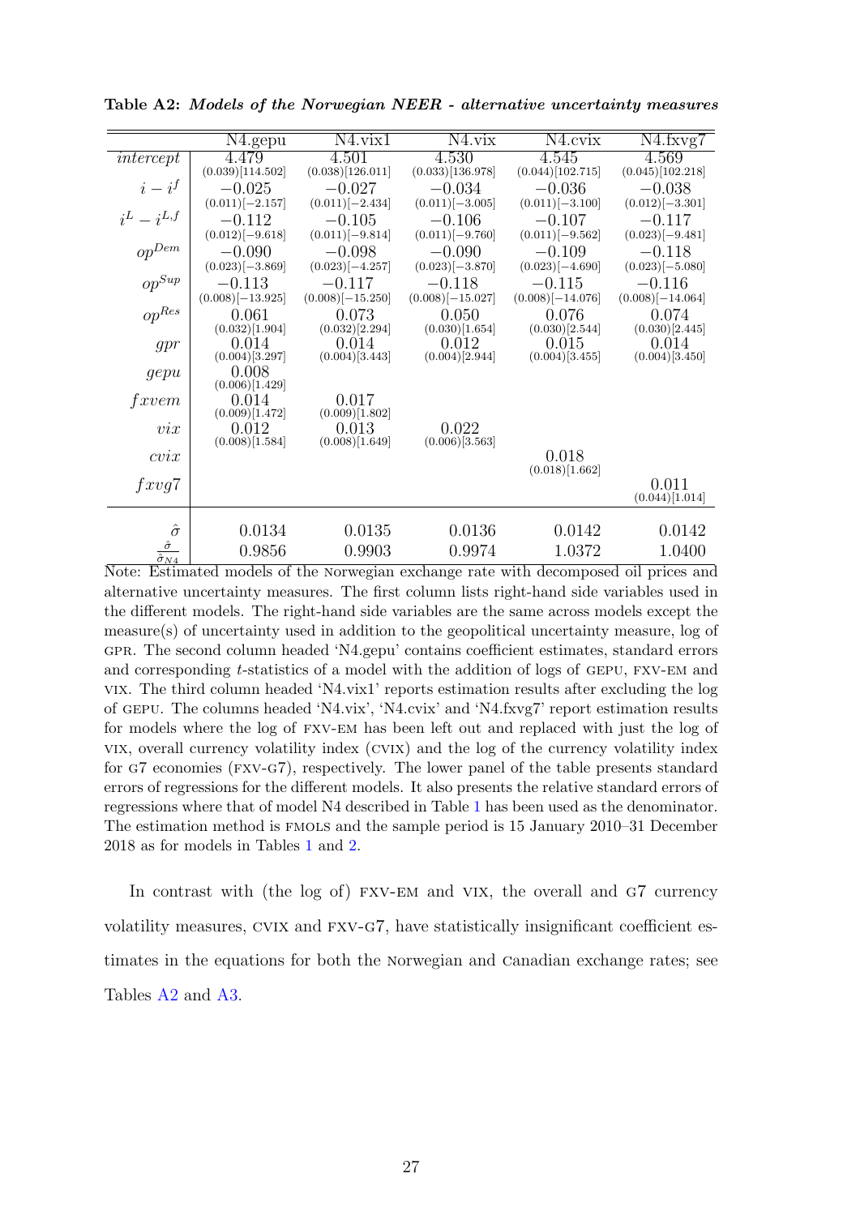**Table A2: *Models of the Norwegian NEER - alternative uncertainty measures***

| | N4.gepu | N4.vix1 | N4.vix | N4.cvix | N4.fxvg7 |
|---|---|---|---|---|---|
| *intercept* | 4.479 (0.039)[114.502] | 4.501 (0.038)[126.011] | 4.530 (0.033)[136.978] | 4.545 (0.044)[102.715] | 4.569 (0.045)[102.218] |
| $i - i^f$ | −0.025 (0.011)[−2.157] | −0.027 (0.011)[−2.434] | −0.034 (0.011)[−3.005] | −0.036 (0.011)[−3.100] | −0.038 (0.012)[−3.301] |
| $i^L - i^{L,f}$ | −0.112 (0.012)[−9.618] | −0.105 (0.011)[−9.814] | −0.106 (0.011)[−9.760] | −0.107 (0.011)[−9.562] | −0.117 (0.023)[−9.481] |
| $op^{Dem}$ | −0.090 (0.023)[−3.869] | −0.098 (0.023)[−4.257] | −0.090 (0.023)[−3.870] | −0.109 (0.023)[−4.690] | −0.118 (0.023)[−5.080] |
| $op^{Sup}$ | −0.113 (0.008)[−13.925] | −0.117 (0.008)[−15.250] | −0.118 (0.008)[−15.027] | −0.115 (0.008)[−14.076] | −0.116 (0.008)[−14.064] |
| $op^{Res}$ | 0.061 (0.032)[1.904] | 0.073 (0.032)[2.294] | 0.050 (0.030)[1.654] | 0.076 (0.030)[2.544] | 0.074 (0.030)[2.445] |
| *gpr* | 0.014 (0.004)[3.297] | 0.014 (0.004)[3.443] | 0.012 (0.004)[2.944] | 0.015 (0.004)[3.455] | 0.014 (0.004)[3.450] |
| *gepu* | 0.008 (0.006)[1.429] | | | | |
| *fxvem* | 0.014 (0.009)[1.472] | 0.017 (0.009)[1.802] | | | |
| *vix* | 0.012 (0.008)[1.584] | 0.013 (0.008)[1.649] | 0.022 (0.006)[3.563] | | |
| *cvix* | | | | 0.018 (0.018)[1.662] | |
| *fxvg7* | | | | | 0.011 (0.044)[1.014] |
| $\hat{\sigma}$ | 0.0134 | 0.0135 | 0.0136 | 0.0142 | 0.0142 |
| $\frac{\hat{\sigma}}{\hat{\sigma}_{N4}}$ | 0.9856 | 0.9903 | 0.9974 | 1.0372 | 1.0400 |

Note: Estimated models of the Norwegian exchange rate with decomposed oil prices and alternative uncertainty measures. The first column lists right-hand side variables used in the different models. The right-hand side variables are the same across models except the measure(s) of uncertainty used in addition to the geopolitical uncertainty measure, log of GPR. The second column headed 'N4.gepu' contains coefficient estimates, standard errors and corresponding $t$-statistics of a model with the addition of logs of GEPU, FXV-EM and VIX. The third column headed 'N4.vix1' reports estimation results after excluding the log of GEPU. The columns headed 'N4.vix', 'N4.cvix' and 'N4.fxvg7' report estimation results for models where the log of FXV-EM has been left out and replaced with just the log of VIX, overall currency volatility index (CVIX) and the log of the currency volatility index for G7 economies (FXV-G7), respectively. The lower panel of the table presents standard errors of regressions for the different models. It also presents the relative standard errors of regressions where that of model N4 described in Table 1 has been used as the denominator. The estimation method is FMOLS and the sample period is 15 January 2010–31 December 2018 as for models in Tables 1 and 2.

In contrast with (the log of) FXV-EM and VIX, the overall and G7 currency volatility measures, CVIX and FXV-G7, have statistically insignificant coefficient estimates in the equations for both the Norwegian and Canadian exchange rates; see Tables A2 and A3.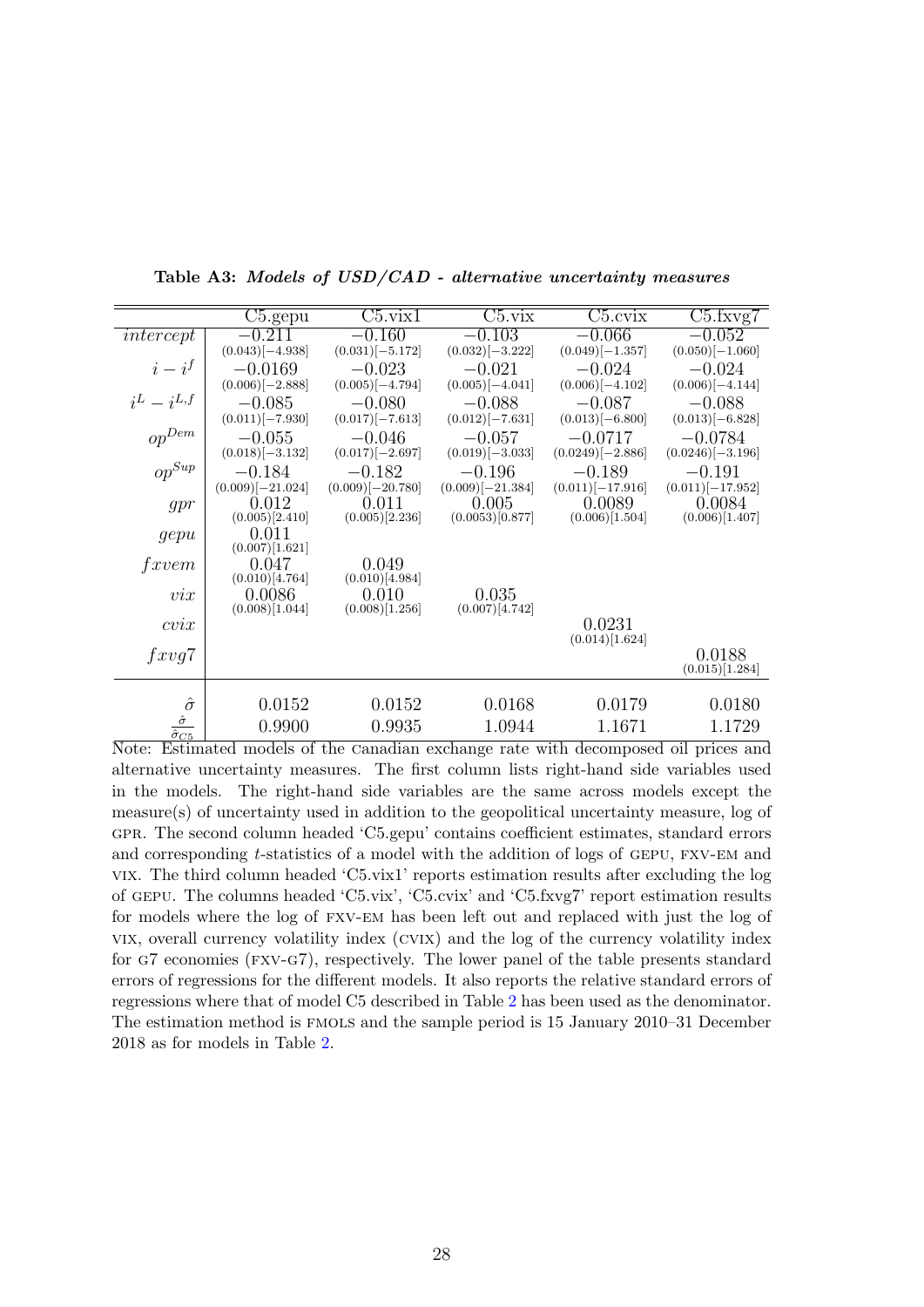**Table A3:** ***Models of USD/CAD - alternative uncertainty measures***

| | C5.gepu | C5.vix1 | C5.vix | C5.cvix | C5.fxvg7 |
|---|---|---|---|---|---|
| $intercept$ | $-0.211$ <br> $(0.043)[-4.938]$ | $-0.160$ <br> $(0.031)[-5.172]$ | $-0.103$ <br> $(0.032)[-3.222]$ | $-0.066$ <br> $(0.049)[-1.357]$ | $-0.052$ <br> $(0.050)[-1.060]$ |
| $i - i^f$ | $-0.0169$ <br> $(0.006)[-2.888]$ | $-0.023$ <br> $(0.005)[-4.794]$ | $-0.021$ <br> $(0.005)[-4.041]$ | $-0.024$ <br> $(0.006)[-4.102]$ | $-0.024$ <br> $(0.006)[-4.144]$ |
| $i^L - i^{L,f}$ | $-0.085$ <br> $(0.011)[-7.930]$ | $-0.080$ <br> $(0.017)[-7.613]$ | $-0.088$ <br> $(0.012)[-7.631]$ | $-0.087$ <br> $(0.013)[-6.800]$ | $-0.088$ <br> $(0.013)[-6.828]$ |
| $op^{Dem}$ | $-0.055$ <br> $(0.018)[-3.132]$ | $-0.046$ <br> $(0.017)[-2.697]$ | $-0.057$ <br> $(0.019)[-3.033]$ | $-0.0717$ <br> $(0.0249)[-2.886]$ | $-0.0784$ <br> $(0.0246)[-3.196]$ |
| $op^{Sup}$ | $-0.184$ <br> $(0.009)[-21.024]$ | $-0.182$ <br> $(0.009)[-20.780]$ | $-0.196$ <br> $(0.009)[-21.384]$ | $-0.189$ <br> $(0.011)[-17.916]$ | $-0.191$ <br> $(0.011)[-17.952]$ |
| $gpr$ | $0.012$ <br> $(0.005)[2.410]$ | $0.011$ <br> $(0.005)[2.236]$ | $0.005$ <br> $(0.0053)[0.877]$ | $0.0089$ <br> $(0.006)[1.504]$ | $0.0084$ <br> $(0.006)[1.407]$ |
| $gepu$ | $0.011$ <br> $(0.007)[1.621]$ | | | | |
| $fxvem$ | $0.047$ <br> $(0.010)[4.764]$ | $0.049$ <br> $(0.010)[4.984]$ | | | |
| $vix$ | $0.0086$ <br> $(0.008)[1.044]$ | $0.010$ <br> $(0.008)[1.256]$ | $0.035$ <br> $(0.007)[4.742]$ | | |
| $cvix$ | | | | $0.0231$ <br> $(0.014)[1.624]$ | |
| $fxvg7$ | | | | | $0.0188$ <br> $(0.015)[1.284]$ |
| $\hat{\sigma}$ | 0.0152 | 0.0152 | 0.0168 | 0.0179 | 0.0180 |
| $\frac{\hat{\sigma}}{\hat{\sigma}_{C5}}$ | 0.9900 | 0.9935 | 1.0944 | 1.1671 | 1.1729 |

Note: Estimated models of the Canadian exchange rate with decomposed oil prices and alternative uncertainty measures. The first column lists right-hand side variables used in the models. The right-hand side variables are the same across models except the measure(s) of uncertainty used in addition to the geopolitical uncertainty measure, log of GPR. The second column headed 'C5.gepu' contains coefficient estimates, standard errors and corresponding $t$-statistics of a model with the addition of logs of GEPU, FXV-EM and VIX. The third column headed 'C5.vix1' reports estimation results after excluding the log of GEPU. The columns headed 'C5.vix', 'C5.cvix' and 'C5.fxvg7' report estimation results for models where the log of FXV-EM has been left out and replaced with just the log of VIX, overall currency volatility index (CVIX) and the log of the currency volatility index for G7 economies (FXV-G7), respectively. The lower panel of the table presents standard errors of regressions for the different models. It also reports the relative standard errors of regressions where that of model C5 described in Table 2 has been used as the denominator. The estimation method is FMOLS and the sample period is 15 January 2010–31 December 2018 as for models in Table 2.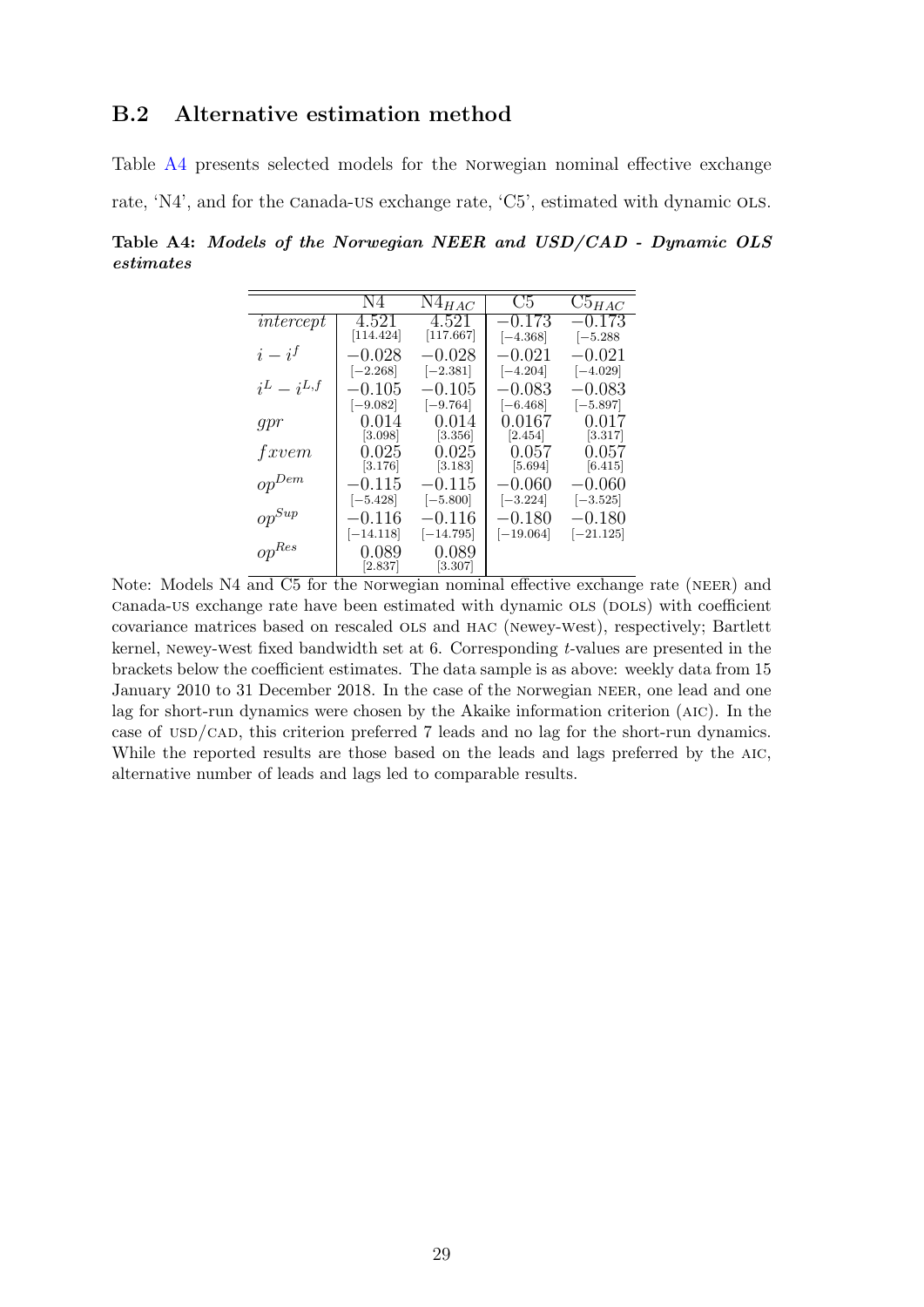## B.2 Alternative estimation method

Table A4 presents selected models for the Norwegian nominal effective exchange rate, 'N4', and for the Canada-US exchange rate, 'C5', estimated with dynamic OLS.

**Table A4:** ***Models of the Norwegian NEER and USD/CAD - Dynamic OLS estimates***

| | N4 | $N4_{HAC}$ | C5 | $C5_{HAC}$ |
|---|---|---|---|---|
| *intercept* | 4.521 [114.424] | 4.521 [117.667] | −0.173 [−4.368] | −0.173 [−5.288 |
| $i - i^f$ | −0.028 [−2.268] | −0.028 [−2.381] | −0.021 [−4.204] | −0.021 [−4.029] |
| $i^L - i^{L,f}$ | −0.105 [−9.082] | −0.105 [−9.764] | −0.083 [−6.468] | −0.083 [−5.897] |
| *gpr* | 0.014 [3.098] | 0.014 [3.356] | 0.0167 [2.454] | 0.017 [3.317] |
| *fxvem* | 0.025 [3.176] | 0.025 [3.183] | 0.057 [5.694] | 0.057 [6.415] |
| $op^{Dem}$ | −0.115 [−5.428] | −0.115 [−5.800] | −0.060 [−3.224] | −0.060 [−3.525] |
| $op^{Sup}$ | −0.116 [−14.118] | −0.116 [−14.795] | −0.180 [−19.064] | −0.180 [−21.125] |
| $op^{Res}$ | 0.089 [2.837] | 0.089 [3.307] | | |

Note: Models N4 and C5 for the Norwegian nominal effective exchange rate (NEER) and Canada-US exchange rate have been estimated with dynamic OLS (DOLS) with coefficient covariance matrices based on rescaled OLS and HAC (Newey-West), respectively; Bartlett kernel, Newey-West fixed bandwidth set at 6. Corresponding $t$-values are presented in the brackets below the coefficient estimates. The data sample is as above: weekly data from 15 January 2010 to 31 December 2018. In the case of the Norwegian NEER, one lead and one lag for short-run dynamics were chosen by the Akaike information criterion (AIC). In the case of USD/CAD, this criterion preferred 7 leads and no lag for the short-run dynamics. While the reported results are those based on the leads and lags preferred by the AIC, alternative number of leads and lags led to comparable results.